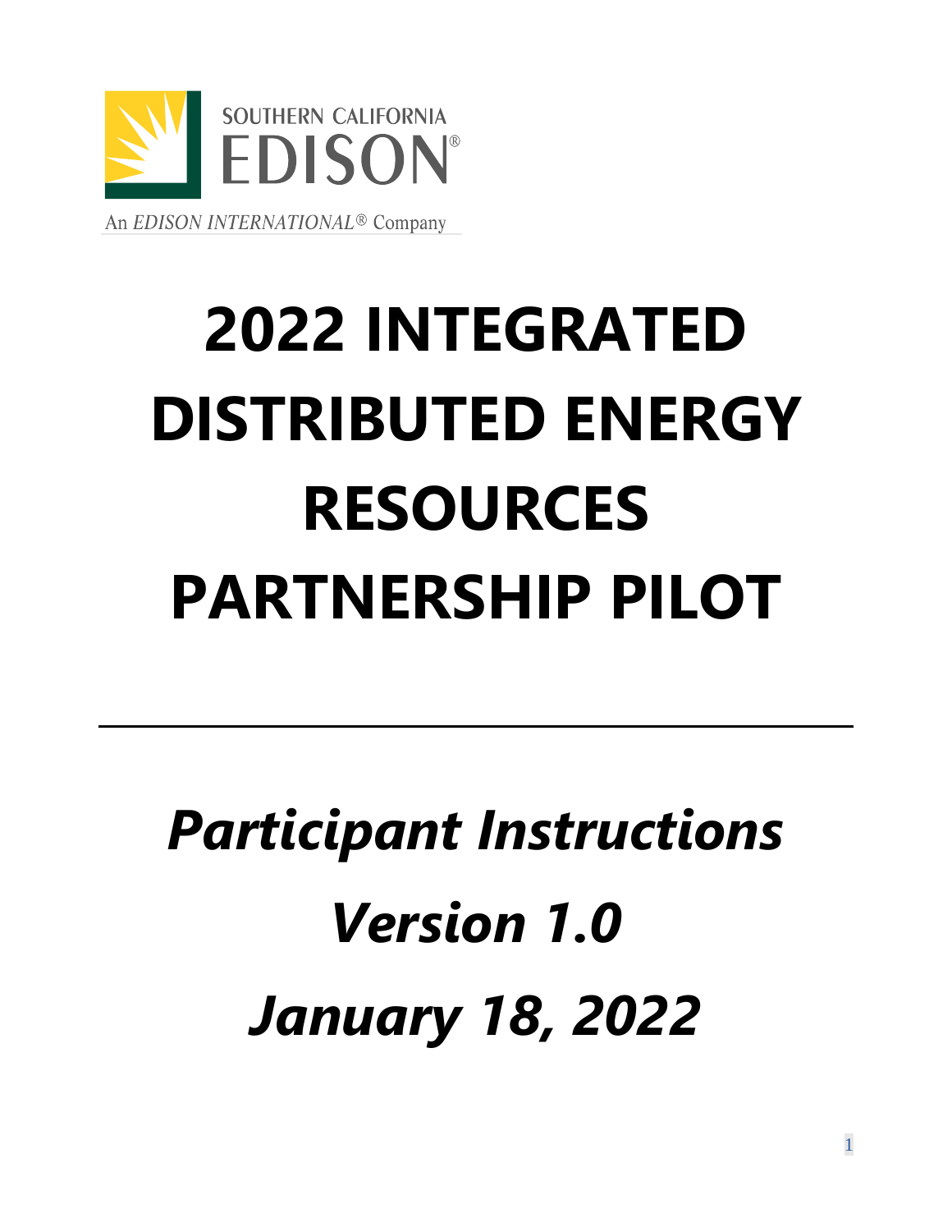SOUTHERN CALIFORNIA EDISON®

An *EDISON INTERNATIONAL®* Company

# 2022 INTEGRATED DISTRIBUTED ENERGY RESOURCES PARTNERSHIP PILOT

---

***Participant Instructions***

***Version 1.0***

***January 18, 2022***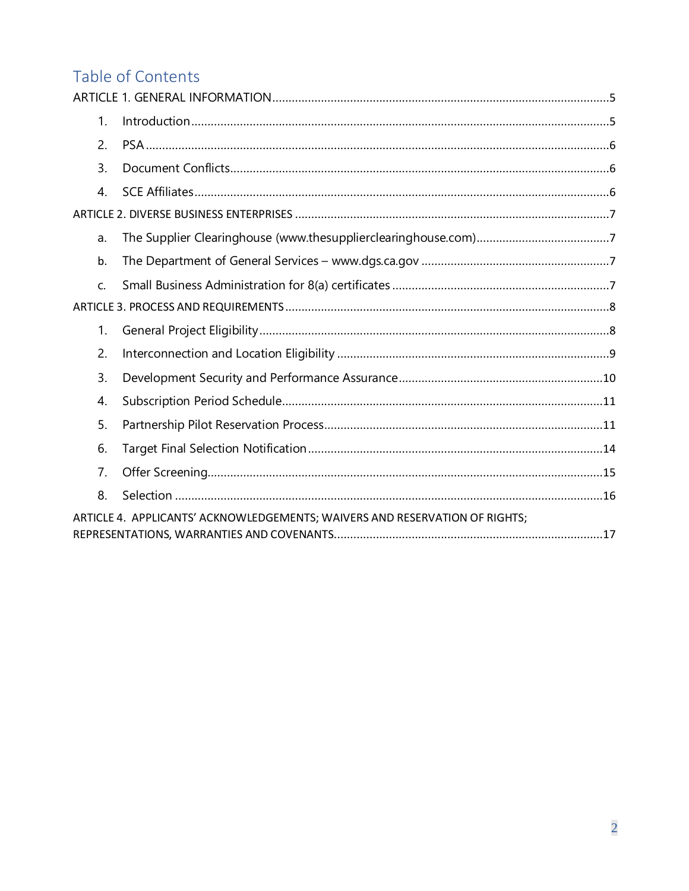# Table of Contents

ARTICLE 1. GENERAL INFORMATION ..... 5

1. Introduction ..... 5
2. PSA ..... 6
3. Document Conflicts ..... 6
4. SCE Affiliates ..... 6

ARTICLE 2. DIVERSE BUSINESS ENTERPRISES ..... 7

a. The Supplier Clearinghouse (www.thesupplierclearinghouse.com) ..... 7
b. The Department of General Services – www.dgs.ca.gov ..... 7
c. Small Business Administration for 8(a) certificates ..... 7

ARTICLE 3. PROCESS AND REQUIREMENTS ..... 8

1. General Project Eligibility ..... 8
2. Interconnection and Location Eligibility ..... 9
3. Development Security and Performance Assurance ..... 10
4. Subscription Period Schedule ..... 11
5. Partnership Pilot Reservation Process ..... 11
6. Target Final Selection Notification ..... 14
7. Offer Screening ..... 15
8. Selection ..... 16

ARTICLE 4. APPLICANTS' ACKNOWLEDGEMENTS; WAIVERS AND RESERVATION OF RIGHTS; REPRESENTATIONS, WARRANTIES AND COVENANTS ..... 17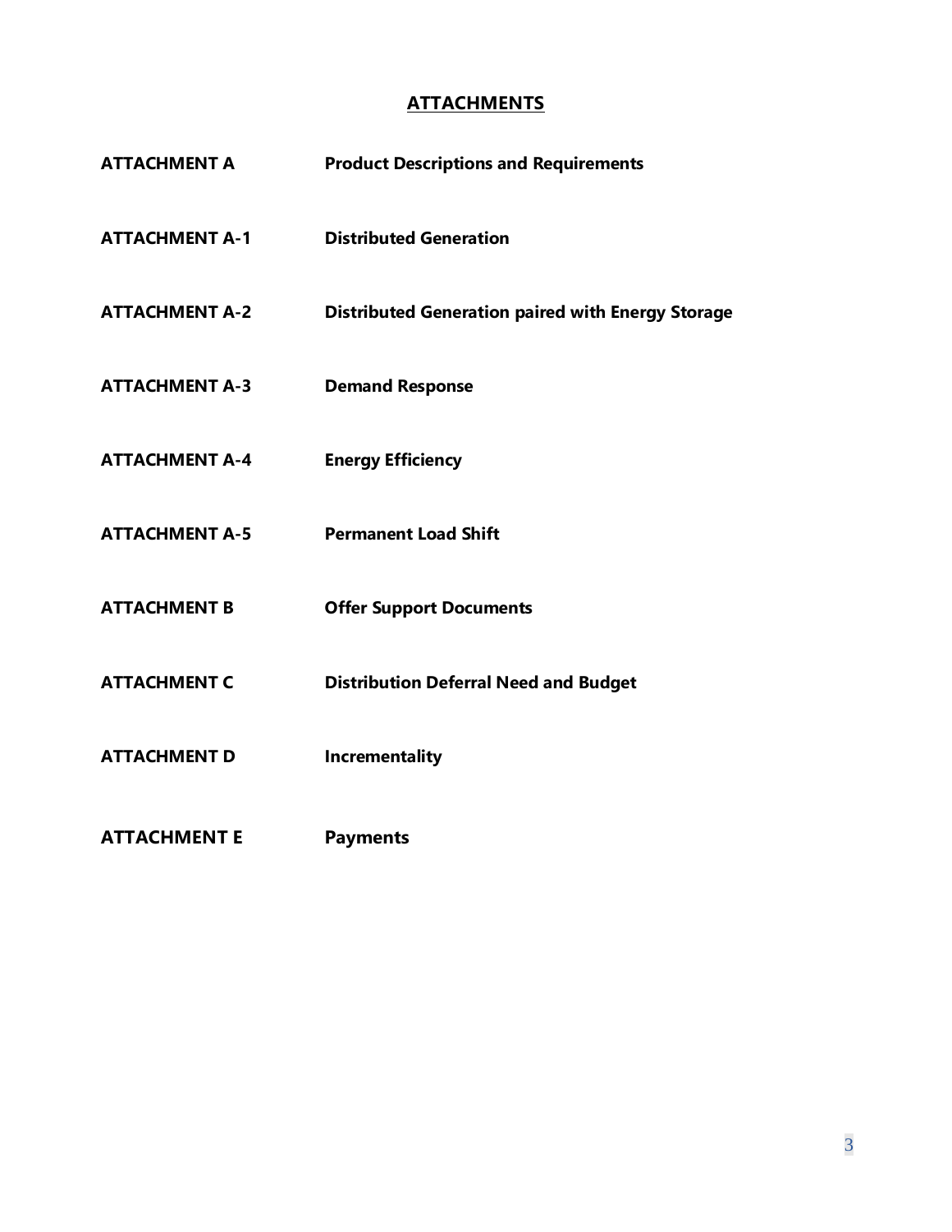## ATTACHMENTS

| | |
|---|---|
| **ATTACHMENT A** | **Product Descriptions and Requirements** |
| **ATTACHMENT A-1** | **Distributed Generation** |
| **ATTACHMENT A-2** | **Distributed Generation paired with Energy Storage** |
| **ATTACHMENT A-3** | **Demand Response** |
| **ATTACHMENT A-4** | **Energy Efficiency** |
| **ATTACHMENT A-5** | **Permanent Load Shift** |
| **ATTACHMENT B** | **Offer Support Documents** |
| **ATTACHMENT C** | **Distribution Deferral Need and Budget** |
| **ATTACHMENT D** | **Incrementality** |
| **ATTACHMENT E** | **Payments** |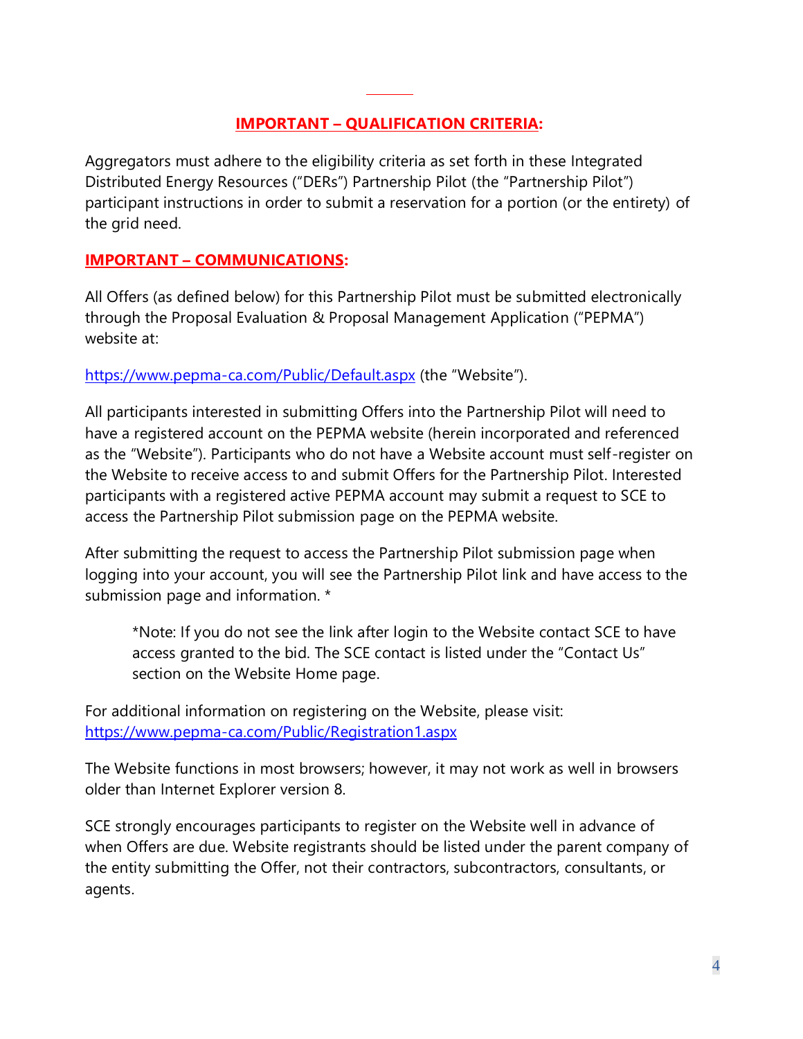**IMPORTANT – QUALIFICATION CRITERIA:**

Aggregators must adhere to the eligibility criteria as set forth in these Integrated Distributed Energy Resources ("DERs") Partnership Pilot (the "Partnership Pilot") participant instructions in order to submit a reservation for a portion (or the entirety) of the grid need.

**IMPORTANT – COMMUNICATIONS:**

All Offers (as defined below) for this Partnership Pilot must be submitted electronically through the Proposal Evaluation & Proposal Management Application ("PEPMA") website at:

https://www.pepma-ca.com/Public/Default.aspx (the "Website").

All participants interested in submitting Offers into the Partnership Pilot will need to have a registered account on the PEPMA website (herein incorporated and referenced as the "Website"). Participants who do not have a Website account must self-register on the Website to receive access to and submit Offers for the Partnership Pilot. Interested participants with a registered active PEPMA account may submit a request to SCE to access the Partnership Pilot submission page on the PEPMA website.

After submitting the request to access the Partnership Pilot submission page when logging into your account, you will see the Partnership Pilot link and have access to the submission page and information. *

> *Note: If you do not see the link after login to the Website contact SCE to have access granted to the bid. The SCE contact is listed under the "Contact Us" section on the Website Home page.

For additional information on registering on the Website, please visit: https://www.pepma-ca.com/Public/Registration1.aspx

The Website functions in most browsers; however, it may not work as well in browsers older than Internet Explorer version 8.

SCE strongly encourages participants to register on the Website well in advance of when Offers are due. Website registrants should be listed under the parent company of the entity submitting the Offer, not their contractors, subcontractors, consultants, or agents.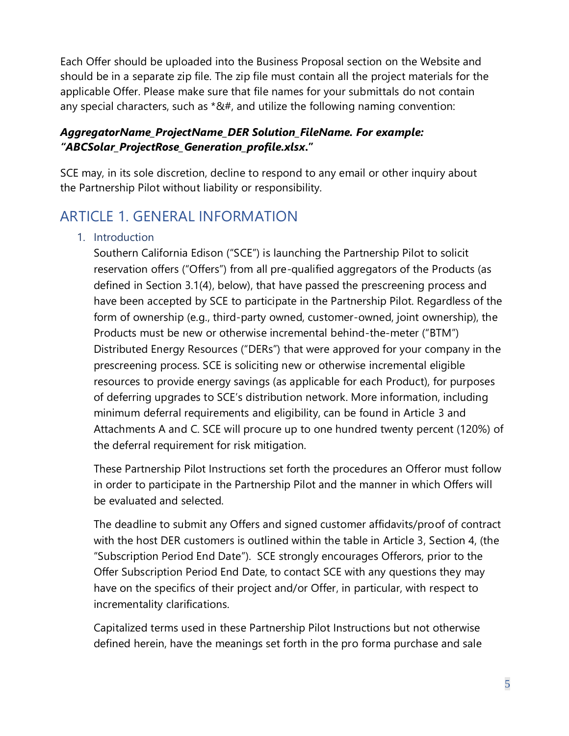Each Offer should be uploaded into the Business Proposal section on the Website and should be in a separate zip file. The zip file must contain all the project materials for the applicable Offer. Please make sure that file names for your submittals do not contain any special characters, such as *&#, and utilize the following naming convention:

***AggregatorName_ProjectName_DER Solution_FileName. For example: "ABCSolar_ProjectRose_Generation_profile.xlsx."***

SCE may, in its sole discretion, decline to respond to any email or other inquiry about the Partnership Pilot without liability or responsibility.

# ARTICLE 1. GENERAL INFORMATION

## 1. Introduction

Southern California Edison ("SCE") is launching the Partnership Pilot to solicit reservation offers ("Offers") from all pre-qualified aggregators of the Products (as defined in Section 3.1(4), below), that have passed the prescreening process and have been accepted by SCE to participate in the Partnership Pilot. Regardless of the form of ownership (e.g., third-party owned, customer-owned, joint ownership), the Products must be new or otherwise incremental behind-the-meter ("BTM") Distributed Energy Resources ("DERs") that were approved for your company in the prescreening process. SCE is soliciting new or otherwise incremental eligible resources to provide energy savings (as applicable for each Product), for purposes of deferring upgrades to SCE's distribution network. More information, including minimum deferral requirements and eligibility, can be found in Article 3 and Attachments A and C. SCE will procure up to one hundred twenty percent (120%) of the deferral requirement for risk mitigation.

These Partnership Pilot Instructions set forth the procedures an Offeror must follow in order to participate in the Partnership Pilot and the manner in which Offers will be evaluated and selected.

The deadline to submit any Offers and signed customer affidavits/proof of contract with the host DER customers is outlined within the table in Article 3, Section 4, (the "Subscription Period End Date"). SCE strongly encourages Offerors, prior to the Offer Subscription Period End Date, to contact SCE with any questions they may have on the specifics of their project and/or Offer, in particular, with respect to incrementality clarifications.

Capitalized terms used in these Partnership Pilot Instructions but not otherwise defined herein, have the meanings set forth in the pro forma purchase and sale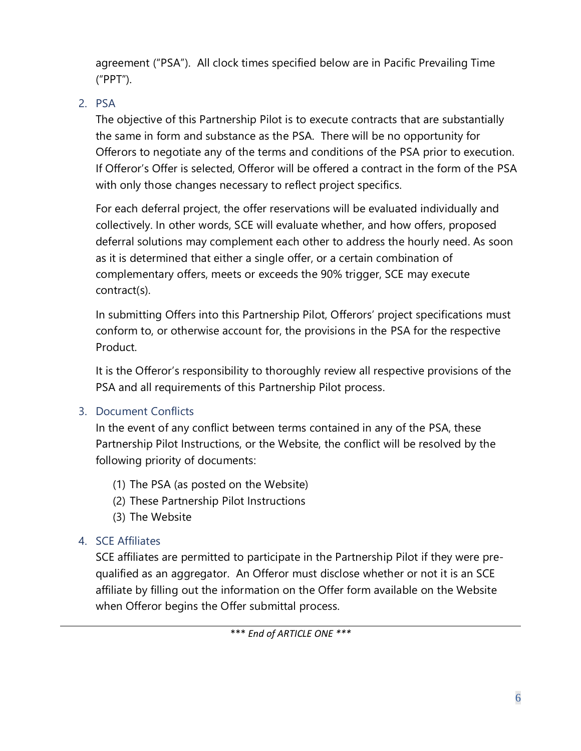agreement ("PSA"). All clock times specified below are in Pacific Prevailing Time ("PPT").

2. PSA

The objective of this Partnership Pilot is to execute contracts that are substantially the same in form and substance as the PSA. There will be no opportunity for Offerors to negotiate any of the terms and conditions of the PSA prior to execution. If Offeror's Offer is selected, Offeror will be offered a contract in the form of the PSA with only those changes necessary to reflect project specifics.

For each deferral project, the offer reservations will be evaluated individually and collectively. In other words, SCE will evaluate whether, and how offers, proposed deferral solutions may complement each other to address the hourly need. As soon as it is determined that either a single offer, or a certain combination of complementary offers, meets or exceeds the 90% trigger, SCE may execute contract(s).

In submitting Offers into this Partnership Pilot, Offerors' project specifications must conform to, or otherwise account for, the provisions in the PSA for the respective Product.

It is the Offeror's responsibility to thoroughly review all respective provisions of the PSA and all requirements of this Partnership Pilot process.

3. Document Conflicts

In the event of any conflict between terms contained in any of the PSA, these Partnership Pilot Instructions, or the Website, the conflict will be resolved by the following priority of documents:

(1) The PSA (as posted on the Website)
(2) These Partnership Pilot Instructions
(3) The Website

4. SCE Affiliates

SCE affiliates are permitted to participate in the Partnership Pilot if they were pre-qualified as an aggregator. An Offeror must disclose whether or not it is an SCE affiliate by filling out the information on the Offer form available on the Website when Offeror begins the Offer submittal process.

*\*\*\* End of ARTICLE ONE \*\*\**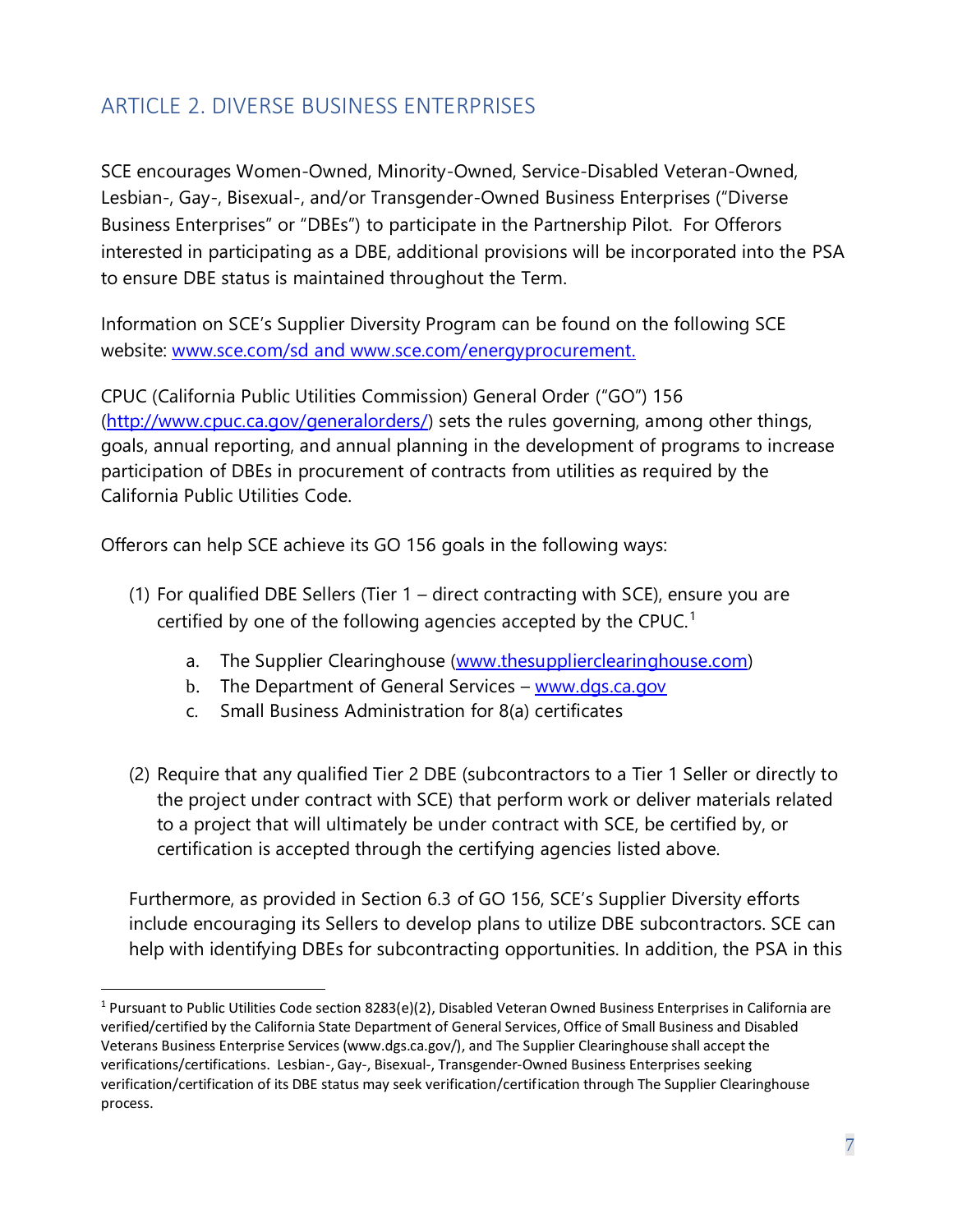## ARTICLE 2. DIVERSE BUSINESS ENTERPRISES

SCE encourages Women-Owned, Minority-Owned, Service-Disabled Veteran-Owned, Lesbian-, Gay-, Bisexual-, and/or Transgender-Owned Business Enterprises ("Diverse Business Enterprises" or "DBEs") to participate in the Partnership Pilot. For Offerors interested in participating as a DBE, additional provisions will be incorporated into the PSA to ensure DBE status is maintained throughout the Term.

Information on SCE's Supplier Diversity Program can be found on the following SCE website: www.sce.com/sd and www.sce.com/energyprocurement.

CPUC (California Public Utilities Commission) General Order ("GO") 156 (http://www.cpuc.ca.gov/generalorders/) sets the rules governing, among other things, goals, annual reporting, and annual planning in the development of programs to increase participation of DBEs in procurement of contracts from utilities as required by the California Public Utilities Code.

Offerors can help SCE achieve its GO 156 goals in the following ways:

(1) For qualified DBE Sellers (Tier 1 – direct contracting with SCE), ensure you are certified by one of the following agencies accepted by the CPUC.[1]

   a. The Supplier Clearinghouse (www.thesupplierclearinghouse.com)
   b. The Department of General Services – www.dgs.ca.gov
   c. Small Business Administration for 8(a) certificates

(2) Require that any qualified Tier 2 DBE (subcontractors to a Tier 1 Seller or directly to the project under contract with SCE) that perform work or deliver materials related to a project that will ultimately be under contract with SCE, be certified by, or certification is accepted through the certifying agencies listed above.

Furthermore, as provided in Section 6.3 of GO 156, SCE's Supplier Diversity efforts include encouraging its Sellers to develop plans to utilize DBE subcontractors. SCE can help with identifying DBEs for subcontracting opportunities. In addition, the PSA in this

---

[1] Pursuant to Public Utilities Code section 8283(e)(2), Disabled Veteran Owned Business Enterprises in California are verified/certified by the California State Department of General Services, Office of Small Business and Disabled Veterans Business Enterprise Services (www.dgs.ca.gov/), and The Supplier Clearinghouse shall accept the verifications/certifications. Lesbian-, Gay-, Bisexual-, Transgender-Owned Business Enterprises seeking verification/certification of its DBE status may seek verification/certification through The Supplier Clearinghouse process.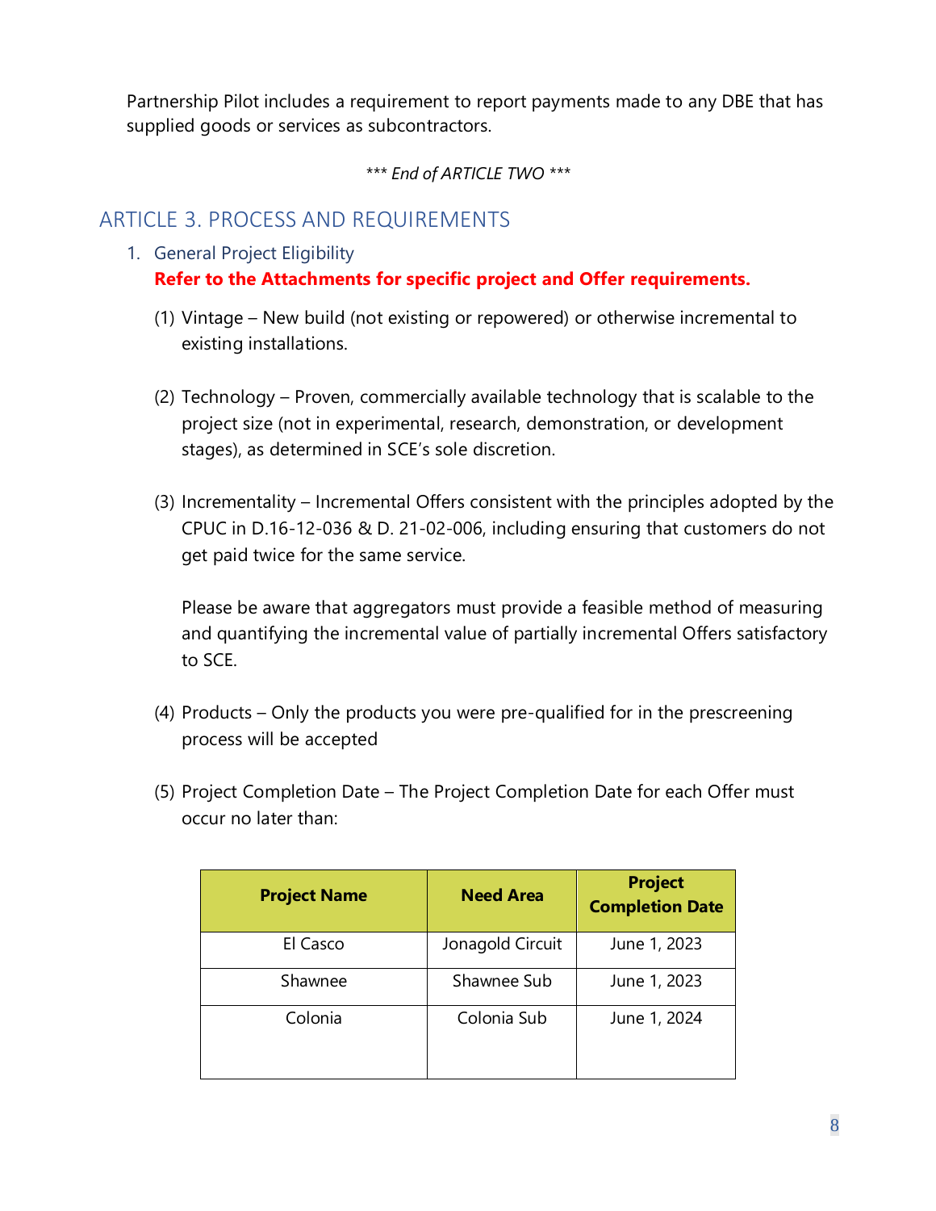Partnership Pilot includes a requirement to report payments made to any DBE that has supplied goods or services as subcontractors.

*\*\*\* End of ARTICLE TWO \*\*\**

## ARTICLE 3. PROCESS AND REQUIREMENTS

### 1. General Project Eligibility

**Refer to the Attachments for specific project and Offer requirements.**

(1) Vintage – New build (not existing or repowered) or otherwise incremental to existing installations.

(2) Technology – Proven, commercially available technology that is scalable to the project size (not in experimental, research, demonstration, or development stages), as determined in SCE's sole discretion.

(3) Incrementality – Incremental Offers consistent with the principles adopted by the CPUC in D.16-12-036 & D. 21-02-006, including ensuring that customers do not get paid twice for the same service.

Please be aware that aggregators must provide a feasible method of measuring and quantifying the incremental value of partially incremental Offers satisfactory to SCE.

(4) Products – Only the products you were pre-qualified for in the prescreening process will be accepted

(5) Project Completion Date – The Project Completion Date for each Offer must occur no later than:

| Project Name | Need Area | Project Completion Date |
|---|---|---|
| El Casco | Jonagold Circuit | June 1, 2023 |
| Shawnee | Shawnee Sub | June 1, 2023 |
| Colonia | Colonia Sub | June 1, 2024 |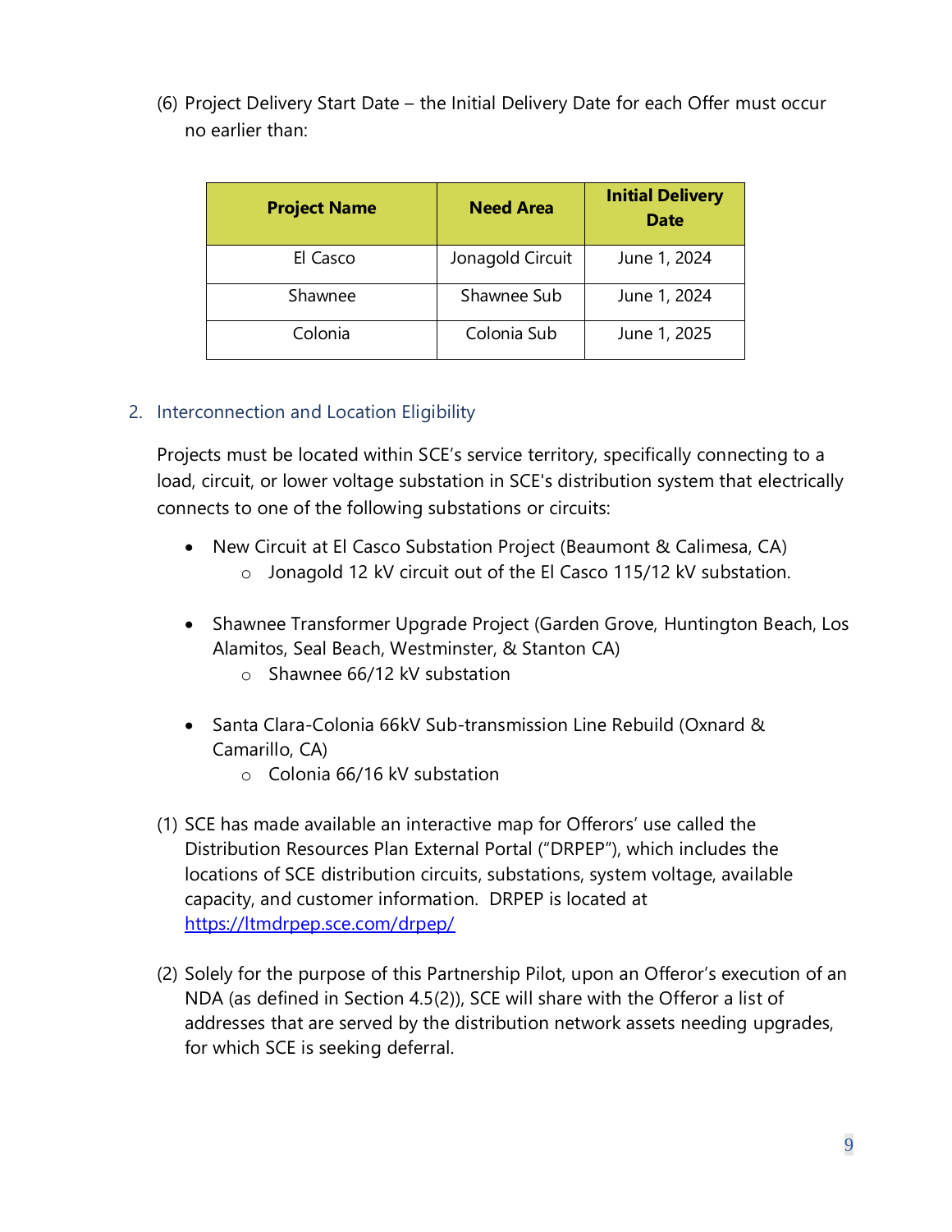(6) Project Delivery Start Date – the Initial Delivery Date for each Offer must occur no earlier than:

| Project Name | Need Area | Initial Delivery Date |
|---|---|---|
| El Casco | Jonagold Circuit | June 1, 2024 |
| Shawnee | Shawnee Sub | June 1, 2024 |
| Colonia | Colonia Sub | June 1, 2025 |

## 2. Interconnection and Location Eligibility

Projects must be located within SCE's service territory, specifically connecting to a load, circuit, or lower voltage substation in SCE's distribution system that electrically connects to one of the following substations or circuits:

- New Circuit at El Casco Substation Project (Beaumont & Calimesa, CA)
  - Jonagold 12 kV circuit out of the El Casco 115/12 kV substation.

- Shawnee Transformer Upgrade Project (Garden Grove, Huntington Beach, Los Alamitos, Seal Beach, Westminster, & Stanton CA)
  - Shawnee 66/12 kV substation

- Santa Clara-Colonia 66kV Sub-transmission Line Rebuild (Oxnard & Camarillo, CA)
  - Colonia 66/16 kV substation

(1) SCE has made available an interactive map for Offerors' use called the Distribution Resources Plan External Portal ("DRPEP"), which includes the locations of SCE distribution circuits, substations, system voltage, available capacity, and customer information. DRPEP is located at https://ltmdrpep.sce.com/drpep/

(2) Solely for the purpose of this Partnership Pilot, upon an Offeror's execution of an NDA (as defined in Section 4.5(2)), SCE will share with the Offeror a list of addresses that are served by the distribution network assets needing upgrades, for which SCE is seeking deferral.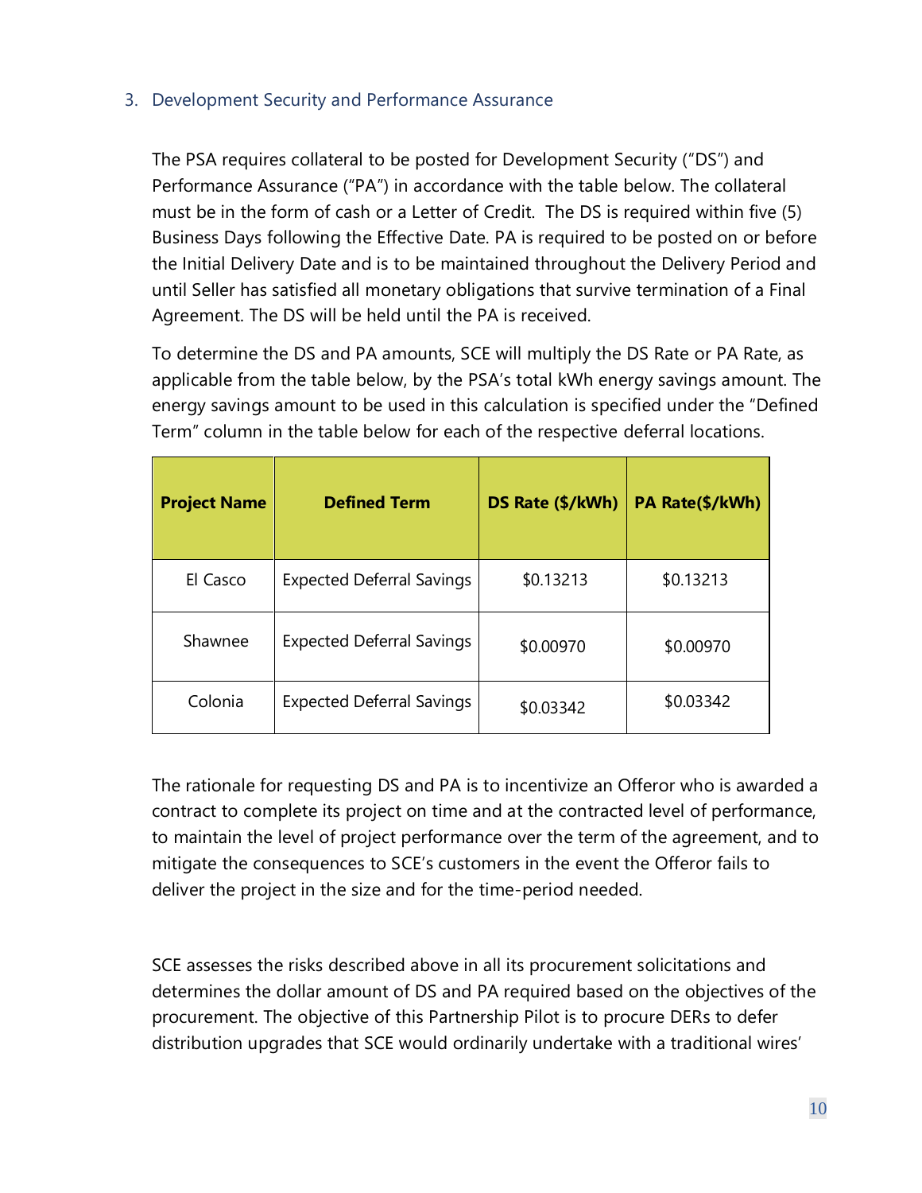## 3. Development Security and Performance Assurance

The PSA requires collateral to be posted for Development Security ("DS") and Performance Assurance ("PA") in accordance with the table below. The collateral must be in the form of cash or a Letter of Credit. The DS is required within five (5) Business Days following the Effective Date. PA is required to be posted on or before the Initial Delivery Date and is to be maintained throughout the Delivery Period and until Seller has satisfied all monetary obligations that survive termination of a Final Agreement. The DS will be held until the PA is received.

To determine the DS and PA amounts, SCE will multiply the DS Rate or PA Rate, as applicable from the table below, by the PSA's total kWh energy savings amount. The energy savings amount to be used in this calculation is specified under the "Defined Term" column in the table below for each of the respective deferral locations.

| Project Name | Defined Term | DS Rate ($/kWh) | PA Rate($/kWh) |
|---|---|---|---|
| El Casco | Expected Deferral Savings | $0.13213 | $0.13213 |
| Shawnee | Expected Deferral Savings | $0.00970 | $0.00970 |
| Colonia | Expected Deferral Savings | $0.03342 | $0.03342 |

The rationale for requesting DS and PA is to incentivize an Offeror who is awarded a contract to complete its project on time and at the contracted level of performance, to maintain the level of project performance over the term of the agreement, and to mitigate the consequences to SCE's customers in the event the Offeror fails to deliver the project in the size and for the time-period needed.

SCE assesses the risks described above in all its procurement solicitations and determines the dollar amount of DS and PA required based on the objectives of the procurement. The objective of this Partnership Pilot is to procure DERs to defer distribution upgrades that SCE would ordinarily undertake with a traditional wires'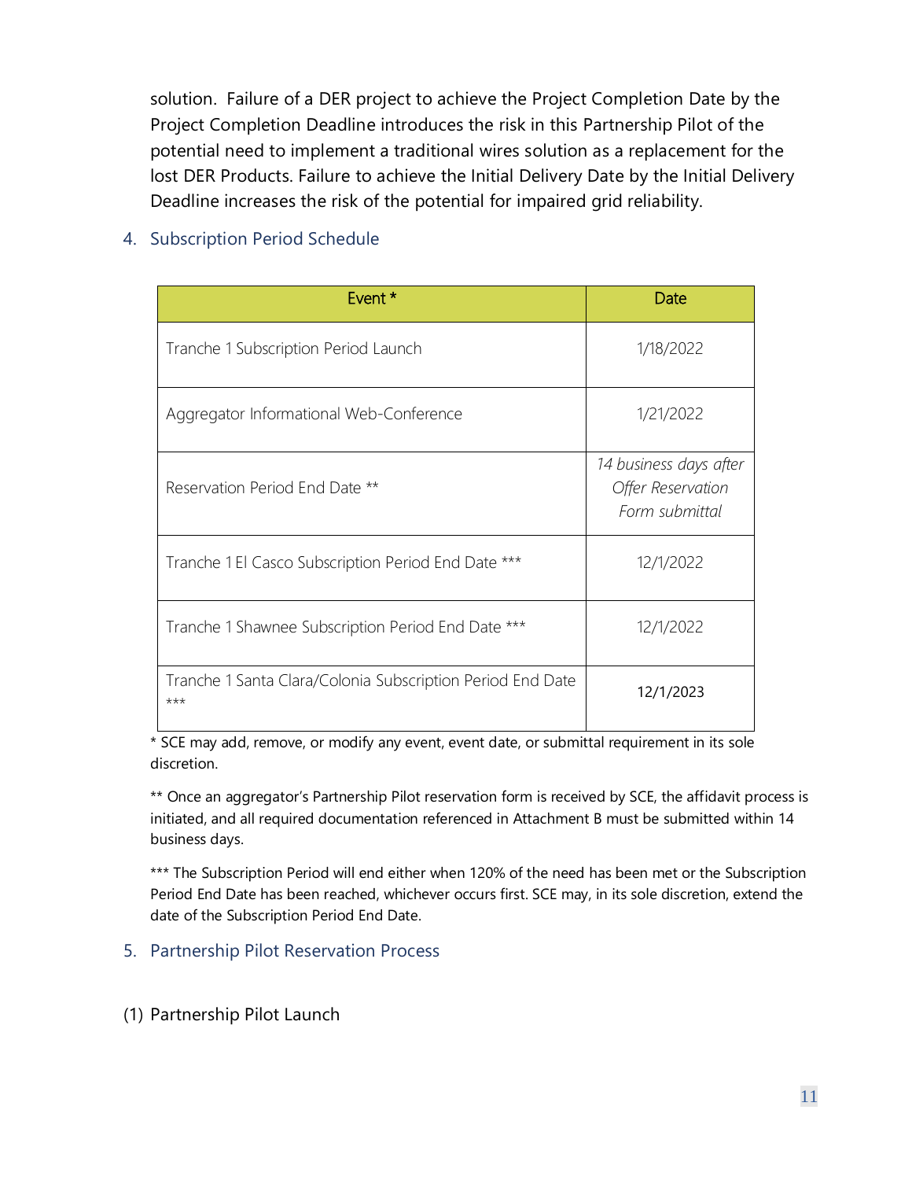solution. Failure of a DER project to achieve the Project Completion Date by the Project Completion Deadline introduces the risk in this Partnership Pilot of the potential need to implement a traditional wires solution as a replacement for the lost DER Products. Failure to achieve the Initial Delivery Date by the Initial Delivery Deadline increases the risk of the potential for impaired grid reliability.

## 4. Subscription Period Schedule

| Event * | Date |
|---|---|
| Tranche 1 Subscription Period Launch | 1/18/2022 |
| Aggregator Informational Web-Conference | 1/21/2022 |
| Reservation Period End Date ** | *14 business days after Offer Reservation Form submittal* |
| Tranche 1 El Casco Subscription Period End Date *** | 12/1/2022 |
| Tranche 1 Shawnee Subscription Period End Date *** | 12/1/2022 |
| Tranche 1 Santa Clara/Colonia Subscription Period End Date *** | 12/1/2023 |

* SCE may add, remove, or modify any event, event date, or submittal requirement in its sole discretion.

** Once an aggregator's Partnership Pilot reservation form is received by SCE, the affidavit process is initiated, and all required documentation referenced in Attachment B must be submitted within 14 business days.

*** The Subscription Period will end either when 120% of the need has been met or the Subscription Period End Date has been reached, whichever occurs first. SCE may, in its sole discretion, extend the date of the Subscription Period End Date.

## 5. Partnership Pilot Reservation Process

(1) Partnership Pilot Launch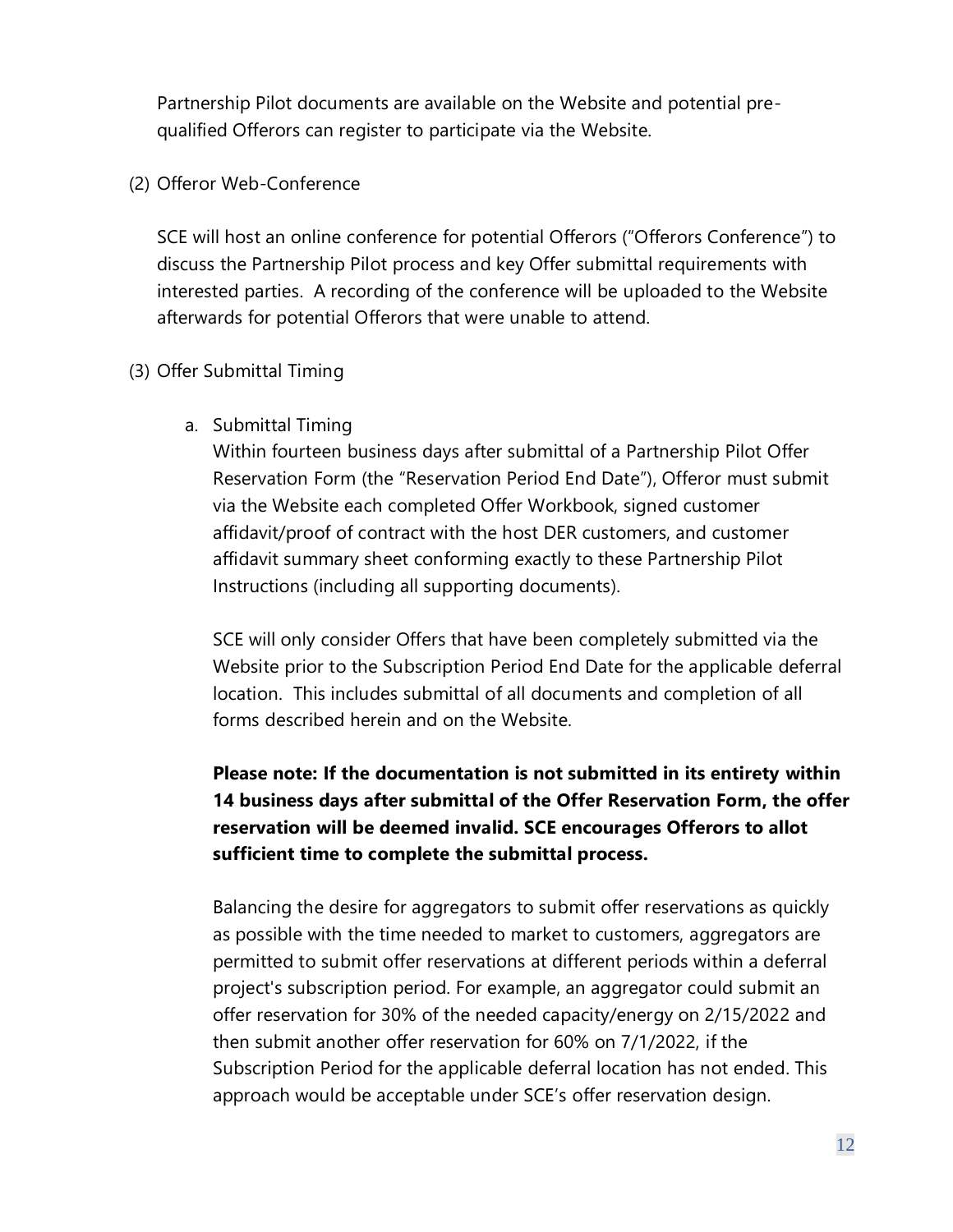Partnership Pilot documents are available on the Website and potential pre-qualified Offerors can register to participate via the Website.

(2) Offeror Web-Conference

SCE will host an online conference for potential Offerors ("Offerors Conference") to discuss the Partnership Pilot process and key Offer submittal requirements with interested parties. A recording of the conference will be uploaded to the Website afterwards for potential Offerors that were unable to attend.

(3) Offer Submittal Timing

a. Submittal Timing

Within fourteen business days after submittal of a Partnership Pilot Offer Reservation Form (the "Reservation Period End Date"), Offeror must submit via the Website each completed Offer Workbook, signed customer affidavit/proof of contract with the host DER customers, and customer affidavit summary sheet conforming exactly to these Partnership Pilot Instructions (including all supporting documents).

SCE will only consider Offers that have been completely submitted via the Website prior to the Subscription Period End Date for the applicable deferral location. This includes submittal of all documents and completion of all forms described herein and on the Website.

**Please note: If the documentation is not submitted in its entirety within 14 business days after submittal of the Offer Reservation Form, the offer reservation will be deemed invalid. SCE encourages Offerors to allot sufficient time to complete the submittal process.**

Balancing the desire for aggregators to submit offer reservations as quickly as possible with the time needed to market to customers, aggregators are permitted to submit offer reservations at different periods within a deferral project's subscription period. For example, an aggregator could submit an offer reservation for 30% of the needed capacity/energy on 2/15/2022 and then submit another offer reservation for 60% on 7/1/2022, if the Subscription Period for the applicable deferral location has not ended. This approach would be acceptable under SCE's offer reservation design.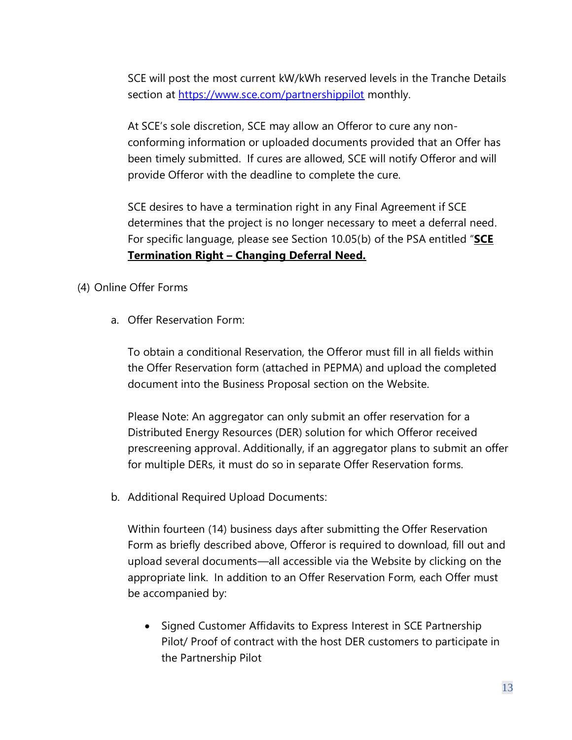SCE will post the most current kW/kWh reserved levels in the Tranche Details section at [https://www.sce.com/partnershippilot](https://www.sce.com/partnershippilot) monthly.

At SCE's sole discretion, SCE may allow an Offeror to cure any non-conforming information or uploaded documents provided that an Offer has been timely submitted. If cures are allowed, SCE will notify Offeror and will provide Offeror with the deadline to complete the cure.

SCE desires to have a termination right in any Final Agreement if SCE determines that the project is no longer necessary to meet a deferral need. For specific language, please see Section 10.05(b) of the PSA entitled "**SCE Termination Right – Changing Deferral Need.**

(4) Online Offer Forms

a. Offer Reservation Form:

To obtain a conditional Reservation, the Offeror must fill in all fields within the Offer Reservation form (attached in PEPMA) and upload the completed document into the Business Proposal section on the Website.

Please Note: An aggregator can only submit an offer reservation for a Distributed Energy Resources (DER) solution for which Offeror received prescreening approval. Additionally, if an aggregator plans to submit an offer for multiple DERs, it must do so in separate Offer Reservation forms.

b. Additional Required Upload Documents:

Within fourteen (14) business days after submitting the Offer Reservation Form as briefly described above, Offeror is required to download, fill out and upload several documents—all accessible via the Website by clicking on the appropriate link. In addition to an Offer Reservation Form, each Offer must be accompanied by:

- Signed Customer Affidavits to Express Interest in SCE Partnership Pilot/ Proof of contract with the host DER customers to participate in the Partnership Pilot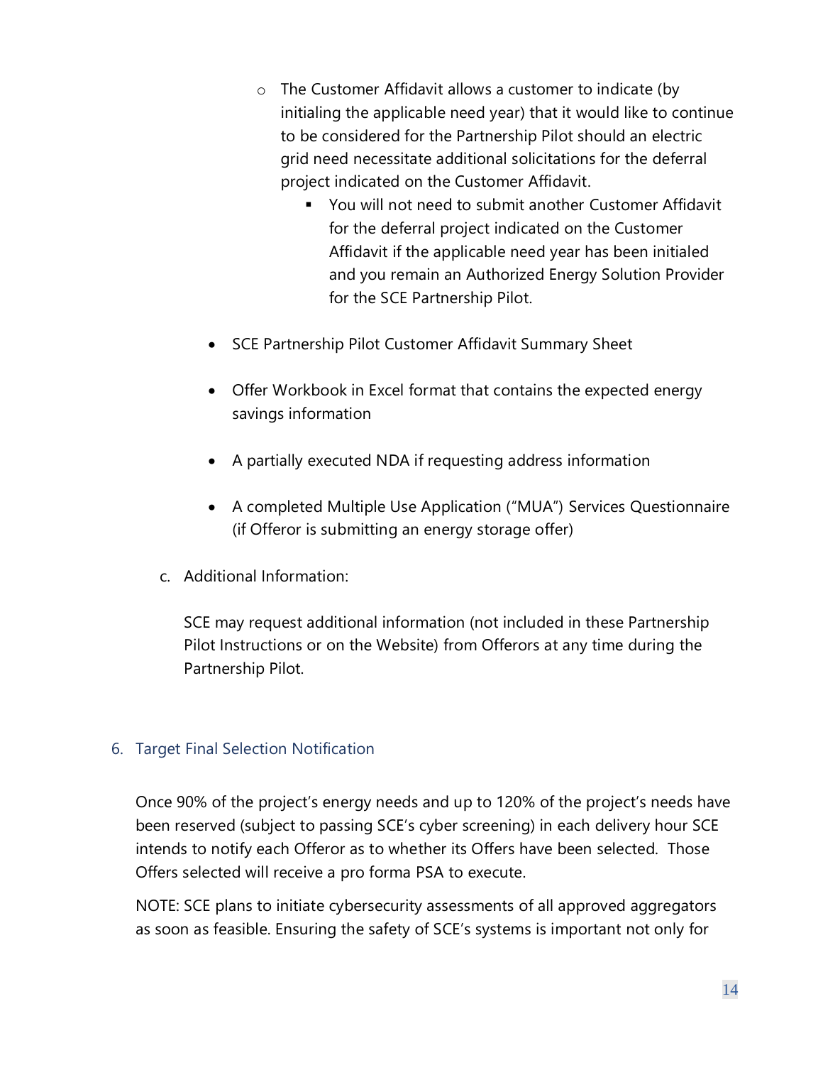- The Customer Affidavit allows a customer to indicate (by initialing the applicable need year) that it would like to continue to be considered for the Partnership Pilot should an electric grid need necessitate additional solicitations for the deferral project indicated on the Customer Affidavit.
      - You will not need to submit another Customer Affidavit for the deferral project indicated on the Customer Affidavit if the applicable need year has been initialed and you remain an Authorized Energy Solution Provider for the SCE Partnership Pilot.

- SCE Partnership Pilot Customer Affidavit Summary Sheet
- Offer Workbook in Excel format that contains the expected energy savings information
- A partially executed NDA if requesting address information
- A completed Multiple Use Application ("MUA") Services Questionnaire (if Offeror is submitting an energy storage offer)

c. Additional Information:

SCE may request additional information (not included in these Partnership Pilot Instructions or on the Website) from Offerors at any time during the Partnership Pilot.

## 6. Target Final Selection Notification

Once 90% of the project's energy needs and up to 120% of the project's needs have been reserved (subject to passing SCE's cyber screening) in each delivery hour SCE intends to notify each Offeror as to whether its Offers have been selected. Those Offers selected will receive a pro forma PSA to execute.

NOTE: SCE plans to initiate cybersecurity assessments of all approved aggregators as soon as feasible. Ensuring the safety of SCE's systems is important not only for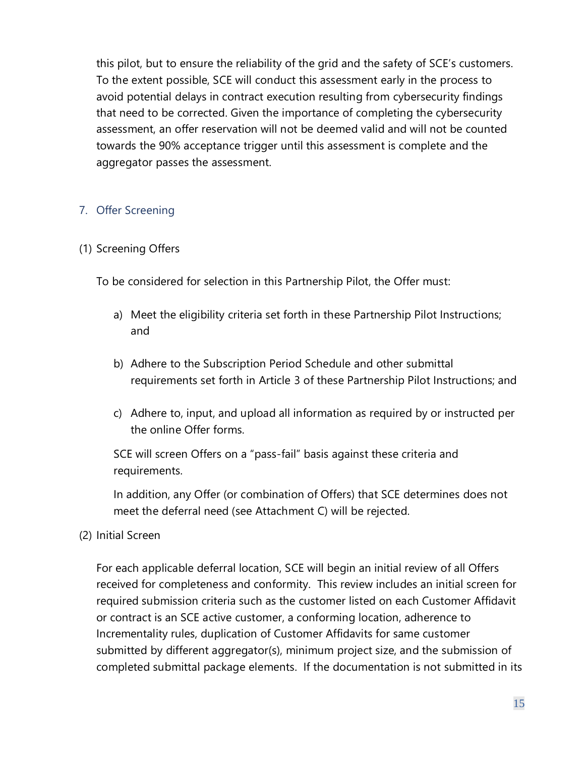this pilot, but to ensure the reliability of the grid and the safety of SCE's customers. To the extent possible, SCE will conduct this assessment early in the process to avoid potential delays in contract execution resulting from cybersecurity findings that need to be corrected. Given the importance of completing the cybersecurity assessment, an offer reservation will not be deemed valid and will not be counted towards the 90% acceptance trigger until this assessment is complete and the aggregator passes the assessment.

## 7. Offer Screening

(1) Screening Offers

To be considered for selection in this Partnership Pilot, the Offer must:

a) Meet the eligibility criteria set forth in these Partnership Pilot Instructions; and

b) Adhere to the Subscription Period Schedule and other submittal requirements set forth in Article 3 of these Partnership Pilot Instructions; and

c) Adhere to, input, and upload all information as required by or instructed per the online Offer forms.

SCE will screen Offers on a "pass-fail" basis against these criteria and requirements.

In addition, any Offer (or combination of Offers) that SCE determines does not meet the deferral need (see Attachment C) will be rejected.

(2) Initial Screen

For each applicable deferral location, SCE will begin an initial review of all Offers received for completeness and conformity. This review includes an initial screen for required submission criteria such as the customer listed on each Customer Affidavit or contract is an SCE active customer, a conforming location, adherence to Incrementality rules, duplication of Customer Affidavits for same customer submitted by different aggregator(s), minimum project size, and the submission of completed submittal package elements. If the documentation is not submitted in its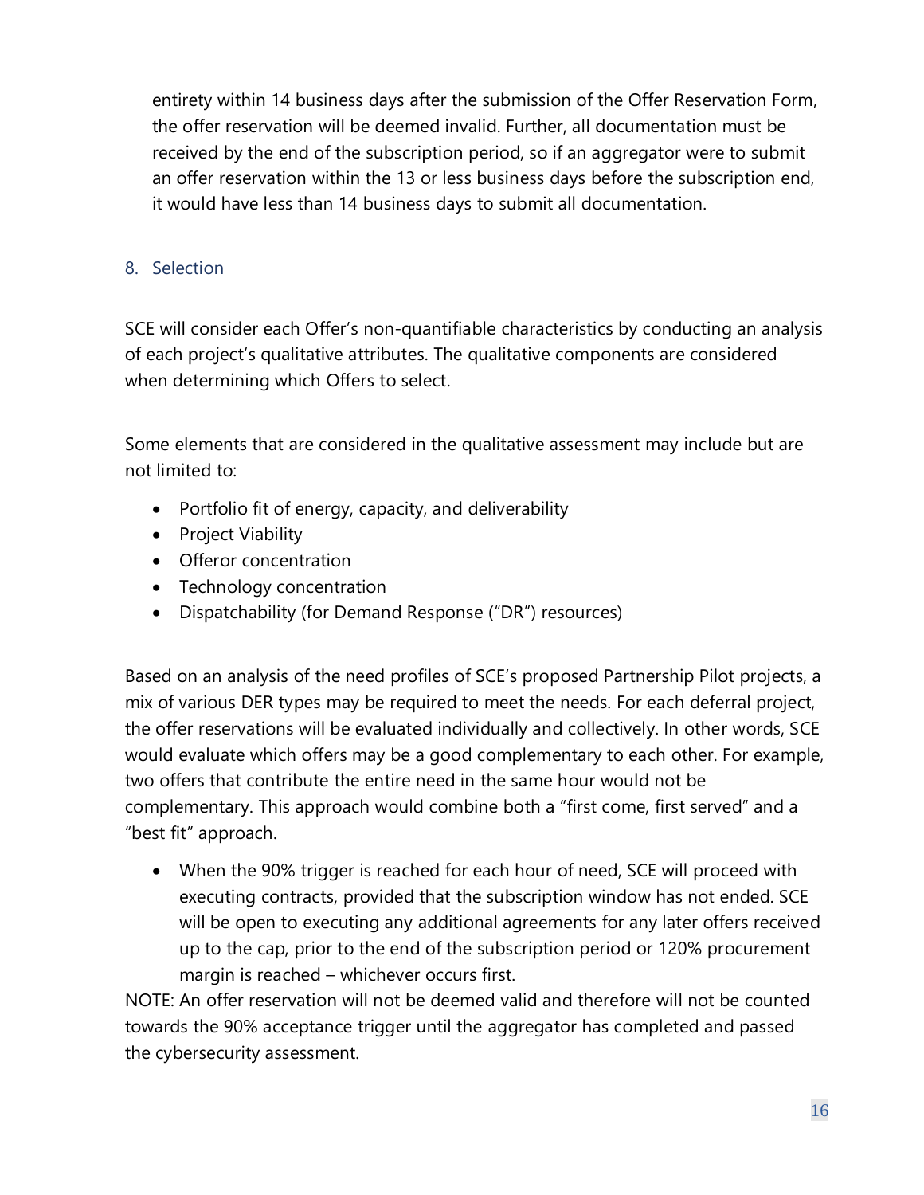entirety within 14 business days after the submission of the Offer Reservation Form, the offer reservation will be deemed invalid. Further, all documentation must be received by the end of the subscription period, so if an aggregator were to submit an offer reservation within the 13 or less business days before the subscription end, it would have less than 14 business days to submit all documentation.

## 8. Selection

SCE will consider each Offer's non-quantifiable characteristics by conducting an analysis of each project's qualitative attributes. The qualitative components are considered when determining which Offers to select.

Some elements that are considered in the qualitative assessment may include but are not limited to:

- Portfolio fit of energy, capacity, and deliverability
- Project Viability
- Offeror concentration
- Technology concentration
- Dispatchability (for Demand Response ("DR") resources)

Based on an analysis of the need profiles of SCE's proposed Partnership Pilot projects, a mix of various DER types may be required to meet the needs. For each deferral project, the offer reservations will be evaluated individually and collectively. In other words, SCE would evaluate which offers may be a good complementary to each other. For example, two offers that contribute the entire need in the same hour would not be complementary. This approach would combine both a "first come, first served" and a "best fit" approach.

- When the 90% trigger is reached for each hour of need, SCE will proceed with executing contracts, provided that the subscription window has not ended. SCE will be open to executing any additional agreements for any later offers received up to the cap, prior to the end of the subscription period or 120% procurement margin is reached – whichever occurs first.

NOTE: An offer reservation will not be deemed valid and therefore will not be counted towards the 90% acceptance trigger until the aggregator has completed and passed the cybersecurity assessment.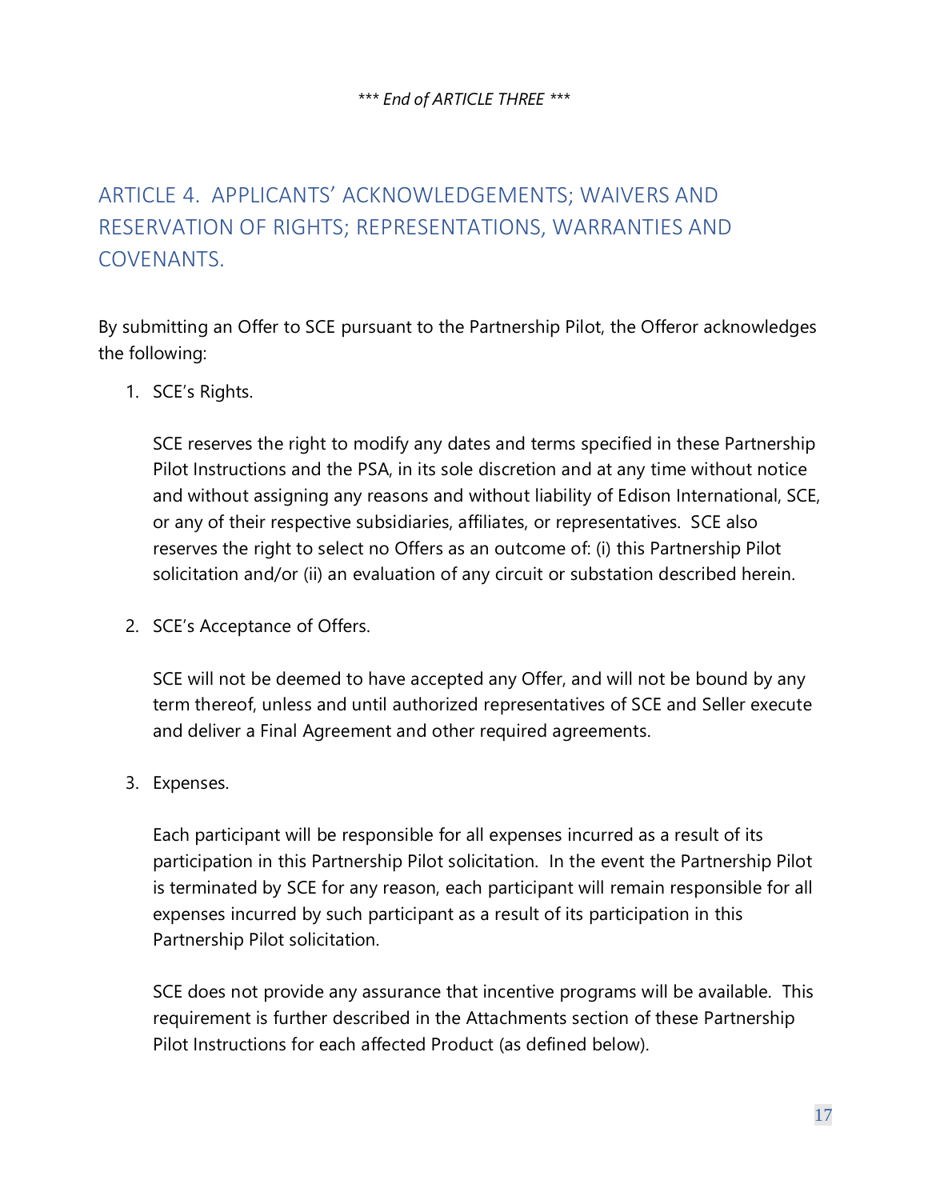*\*\*\* End of ARTICLE THREE \*\*\**

## ARTICLE 4. APPLICANTS' ACKNOWLEDGEMENTS; WAIVERS AND RESERVATION OF RIGHTS; REPRESENTATIONS, WARRANTIES AND COVENANTS.

By submitting an Offer to SCE pursuant to the Partnership Pilot, the Offeror acknowledges the following:

1. SCE's Rights.

   SCE reserves the right to modify any dates and terms specified in these Partnership Pilot Instructions and the PSA, in its sole discretion and at any time without notice and without assigning any reasons and without liability of Edison International, SCE, or any of their respective subsidiaries, affiliates, or representatives. SCE also reserves the right to select no Offers as an outcome of: (i) this Partnership Pilot solicitation and/or (ii) an evaluation of any circuit or substation described herein.

2. SCE's Acceptance of Offers.

   SCE will not be deemed to have accepted any Offer, and will not be bound by any term thereof, unless and until authorized representatives of SCE and Seller execute and deliver a Final Agreement and other required agreements.

3. Expenses.

   Each participant will be responsible for all expenses incurred as a result of its participation in this Partnership Pilot solicitation. In the event the Partnership Pilot is terminated by SCE for any reason, each participant will remain responsible for all expenses incurred by such participant as a result of its participation in this Partnership Pilot solicitation.

   SCE does not provide any assurance that incentive programs will be available. This requirement is further described in the Attachments section of these Partnership Pilot Instructions for each affected Product (as defined below).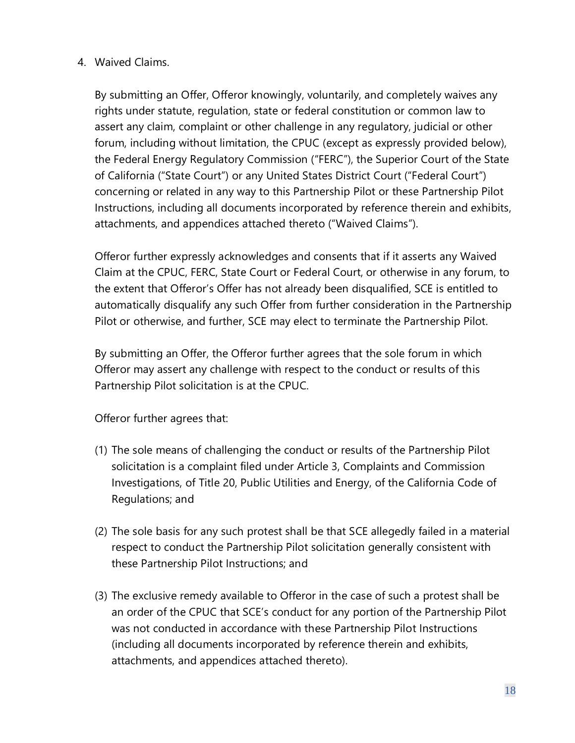4. Waived Claims.

   By submitting an Offer, Offeror knowingly, voluntarily, and completely waives any rights under statute, regulation, state or federal constitution or common law to assert any claim, complaint or other challenge in any regulatory, judicial or other forum, including without limitation, the CPUC (except as expressly provided below), the Federal Energy Regulatory Commission ("FERC"), the Superior Court of the State of California ("State Court") or any United States District Court ("Federal Court") concerning or related in any way to this Partnership Pilot or these Partnership Pilot Instructions, including all documents incorporated by reference therein and exhibits, attachments, and appendices attached thereto ("Waived Claims").

   Offeror further expressly acknowledges and consents that if it asserts any Waived Claim at the CPUC, FERC, State Court or Federal Court, or otherwise in any forum, to the extent that Offeror's Offer has not already been disqualified, SCE is entitled to automatically disqualify any such Offer from further consideration in the Partnership Pilot or otherwise, and further, SCE may elect to terminate the Partnership Pilot.

   By submitting an Offer, the Offeror further agrees that the sole forum in which Offeror may assert any challenge with respect to the conduct or results of this Partnership Pilot solicitation is at the CPUC.

   Offeror further agrees that:

   (1) The sole means of challenging the conduct or results of the Partnership Pilot solicitation is a complaint filed under Article 3, Complaints and Commission Investigations, of Title 20, Public Utilities and Energy, of the California Code of Regulations; and

   (2) The sole basis for any such protest shall be that SCE allegedly failed in a material respect to conduct the Partnership Pilot solicitation generally consistent with these Partnership Pilot Instructions; and

   (3) The exclusive remedy available to Offeror in the case of such a protest shall be an order of the CPUC that SCE's conduct for any portion of the Partnership Pilot was not conducted in accordance with these Partnership Pilot Instructions (including all documents incorporated by reference therein and exhibits, attachments, and appendices attached thereto).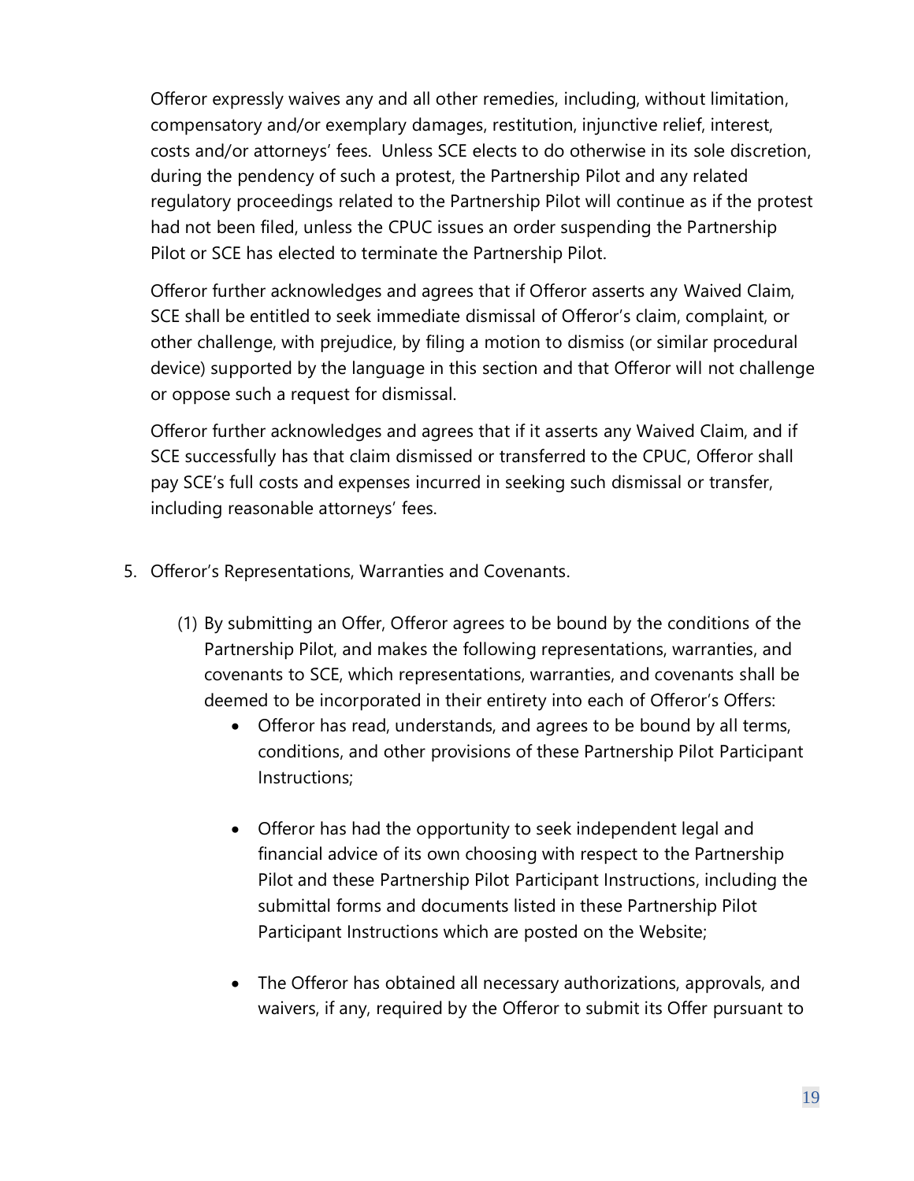Offeror expressly waives any and all other remedies, including, without limitation, compensatory and/or exemplary damages, restitution, injunctive relief, interest, costs and/or attorneys' fees. Unless SCE elects to do otherwise in its sole discretion, during the pendency of such a protest, the Partnership Pilot and any related regulatory proceedings related to the Partnership Pilot will continue as if the protest had not been filed, unless the CPUC issues an order suspending the Partnership Pilot or SCE has elected to terminate the Partnership Pilot.

Offeror further acknowledges and agrees that if Offeror asserts any Waived Claim, SCE shall be entitled to seek immediate dismissal of Offeror's claim, complaint, or other challenge, with prejudice, by filing a motion to dismiss (or similar procedural device) supported by the language in this section and that Offeror will not challenge or oppose such a request for dismissal.

Offeror further acknowledges and agrees that if it asserts any Waived Claim, and if SCE successfully has that claim dismissed or transferred to the CPUC, Offeror shall pay SCE's full costs and expenses incurred in seeking such dismissal or transfer, including reasonable attorneys' fees.

5. Offeror's Representations, Warranties and Covenants.

   (1) By submitting an Offer, Offeror agrees to be bound by the conditions of the Partnership Pilot, and makes the following representations, warranties, and covenants to SCE, which representations, warranties, and covenants shall be deemed to be incorporated in their entirety into each of Offeror's Offers:

   - Offeror has read, understands, and agrees to be bound by all terms, conditions, and other provisions of these Partnership Pilot Participant Instructions;

   - Offeror has had the opportunity to seek independent legal and financial advice of its own choosing with respect to the Partnership Pilot and these Partnership Pilot Participant Instructions, including the submittal forms and documents listed in these Partnership Pilot Participant Instructions which are posted on the Website;

   - The Offeror has obtained all necessary authorizations, approvals, and waivers, if any, required by the Offeror to submit its Offer pursuant to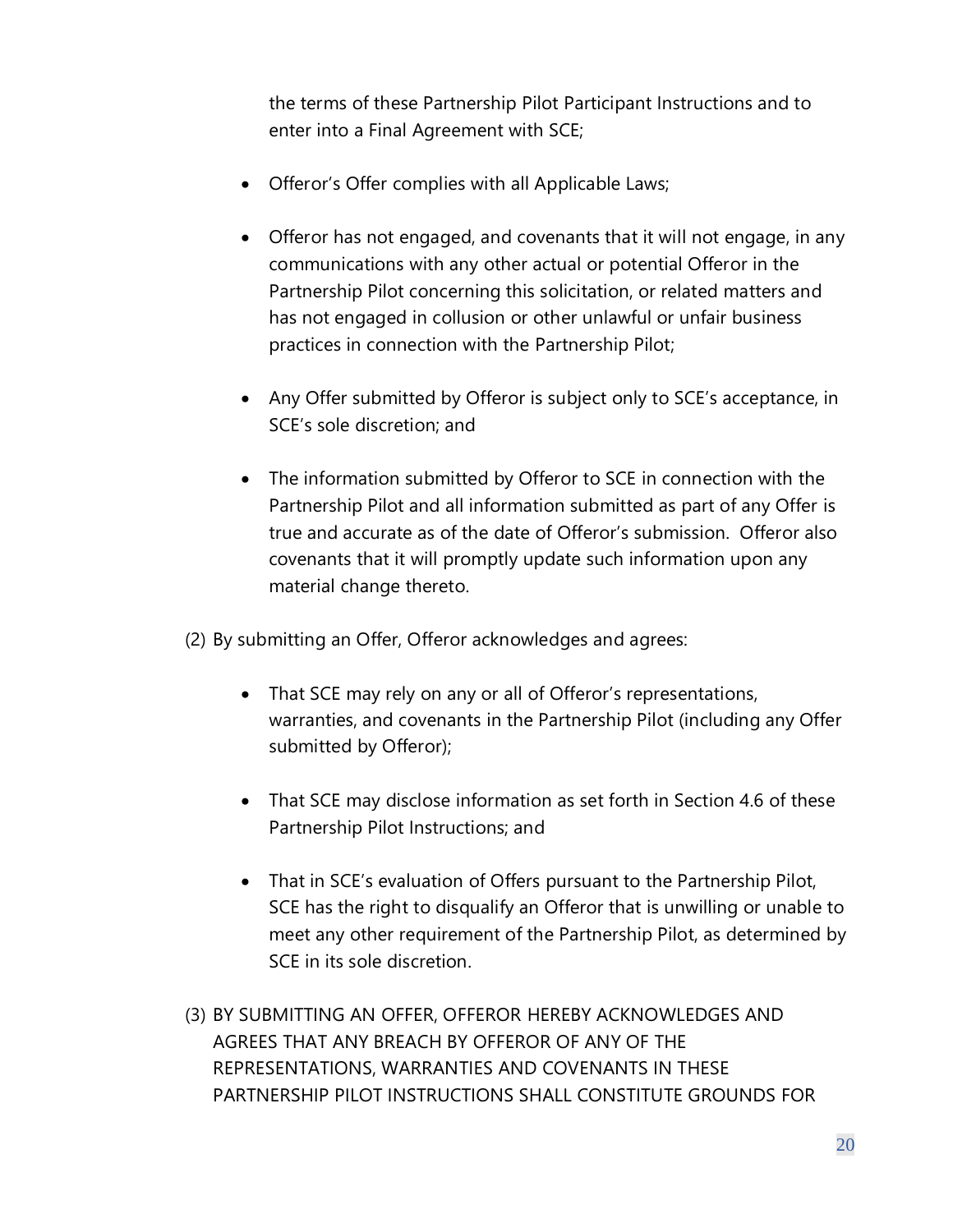the terms of these Partnership Pilot Participant Instructions and to enter into a Final Agreement with SCE;

- Offeror's Offer complies with all Applicable Laws;

- Offeror has not engaged, and covenants that it will not engage, in any communications with any other actual or potential Offeror in the Partnership Pilot concerning this solicitation, or related matters and has not engaged in collusion or other unlawful or unfair business practices in connection with the Partnership Pilot;

- Any Offer submitted by Offeror is subject only to SCE's acceptance, in SCE's sole discretion; and

- The information submitted by Offeror to SCE in connection with the Partnership Pilot and all information submitted as part of any Offer is true and accurate as of the date of Offeror's submission. Offeror also covenants that it will promptly update such information upon any material change thereto.

(2) By submitting an Offer, Offeror acknowledges and agrees:

- That SCE may rely on any or all of Offeror's representations, warranties, and covenants in the Partnership Pilot (including any Offer submitted by Offeror);

- That SCE may disclose information as set forth in Section 4.6 of these Partnership Pilot Instructions; and

- That in SCE's evaluation of Offers pursuant to the Partnership Pilot, SCE has the right to disqualify an Offeror that is unwilling or unable to meet any other requirement of the Partnership Pilot, as determined by SCE in its sole discretion.

(3) BY SUBMITTING AN OFFER, OFFEROR HEREBY ACKNOWLEDGES AND AGREES THAT ANY BREACH BY OFFEROR OF ANY OF THE REPRESENTATIONS, WARRANTIES AND COVENANTS IN THESE PARTNERSHIP PILOT INSTRUCTIONS SHALL CONSTITUTE GROUNDS FOR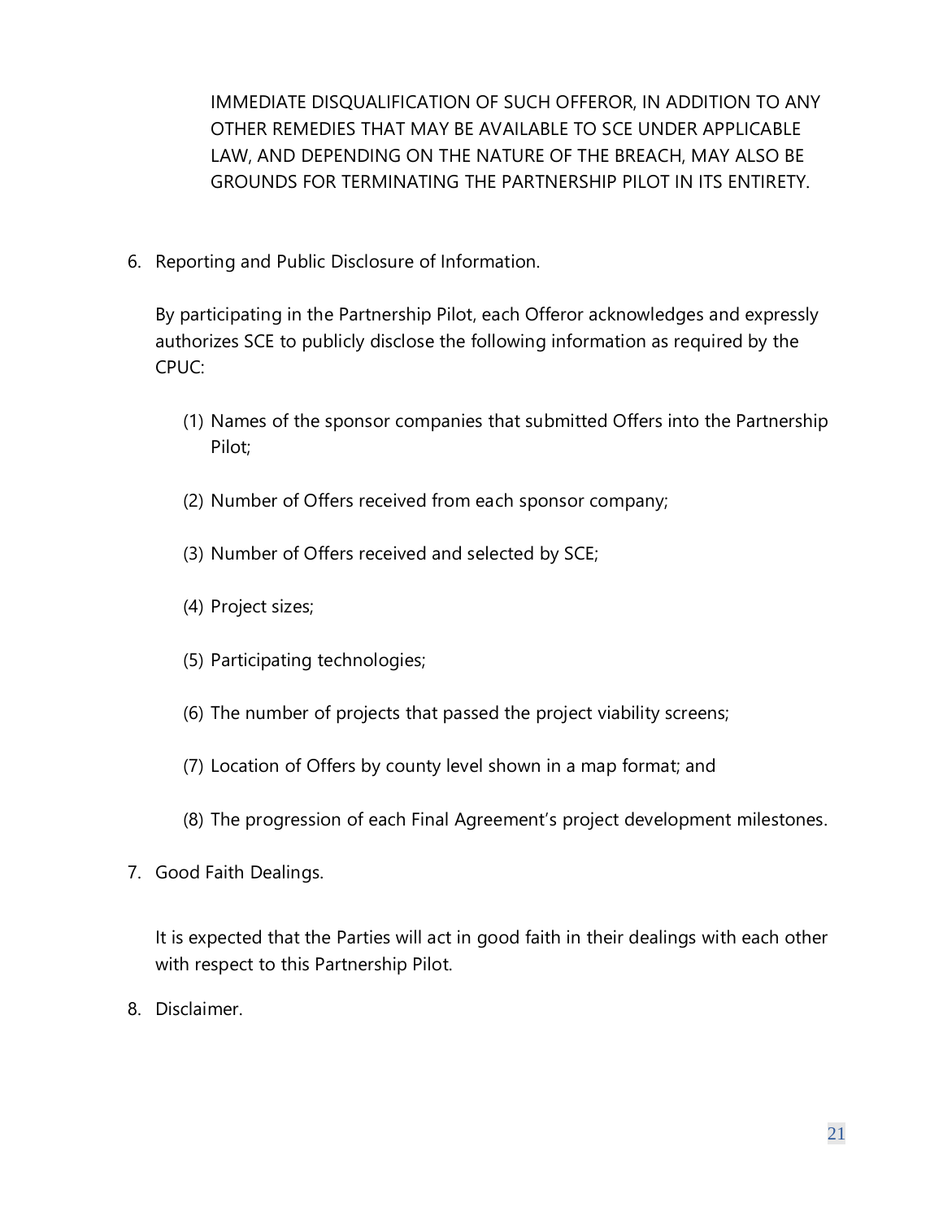IMMEDIATE DISQUALIFICATION OF SUCH OFFEROR, IN ADDITION TO ANY OTHER REMEDIES THAT MAY BE AVAILABLE TO SCE UNDER APPLICABLE LAW, AND DEPENDING ON THE NATURE OF THE BREACH, MAY ALSO BE GROUNDS FOR TERMINATING THE PARTNERSHIP PILOT IN ITS ENTIRETY.

6. Reporting and Public Disclosure of Information.

   By participating in the Partnership Pilot, each Offeror acknowledges and expressly authorizes SCE to publicly disclose the following information as required by the CPUC:

   (1) Names of the sponsor companies that submitted Offers into the Partnership Pilot;

   (2) Number of Offers received from each sponsor company;

   (3) Number of Offers received and selected by SCE;

   (4) Project sizes;

   (5) Participating technologies;

   (6) The number of projects that passed the project viability screens;

   (7) Location of Offers by county level shown in a map format; and

   (8) The progression of each Final Agreement's project development milestones.

7. Good Faith Dealings.

   It is expected that the Parties will act in good faith in their dealings with each other with respect to this Partnership Pilot.

8. Disclaimer.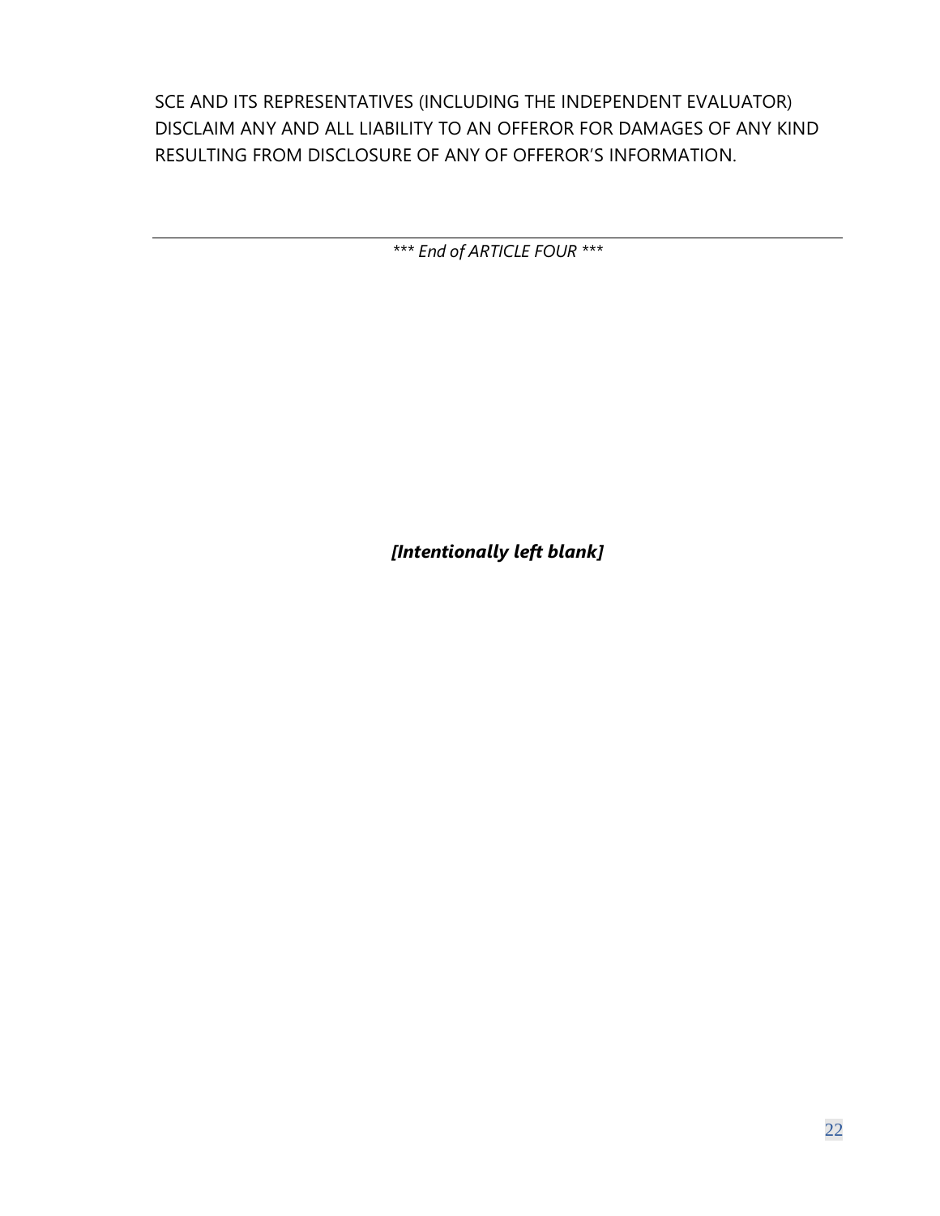SCE AND ITS REPRESENTATIVES (INCLUDING THE INDEPENDENT EVALUATOR) DISCLAIM ANY AND ALL LIABILITY TO AN OFFEROR FOR DAMAGES OF ANY KIND RESULTING FROM DISCLOSURE OF ANY OF OFFEROR'S INFORMATION.

---

*\*\*\* End of ARTICLE FOUR \*\*\**

***[Intentionally left blank]***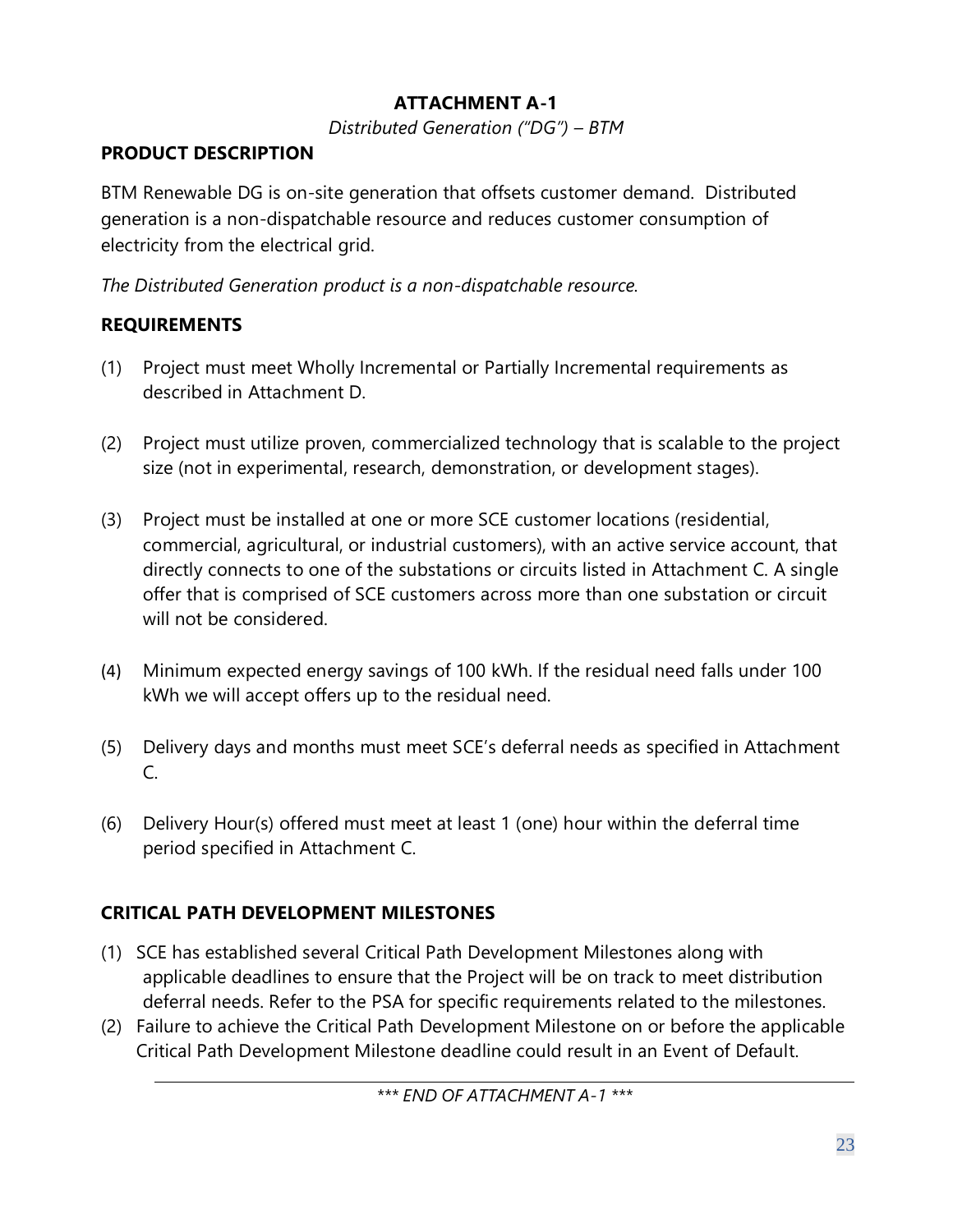## ATTACHMENT A-1

*Distributed Generation ("DG") – BTM*

### PRODUCT DESCRIPTION

BTM Renewable DG is on-site generation that offsets customer demand. Distributed generation is a non-dispatchable resource and reduces customer consumption of electricity from the electrical grid.

*The Distributed Generation product is a non-dispatchable resource.*

### REQUIREMENTS

(1) Project must meet Wholly Incremental or Partially Incremental requirements as described in Attachment D.

(2) Project must utilize proven, commercialized technology that is scalable to the project size (not in experimental, research, demonstration, or development stages).

(3) Project must be installed at one or more SCE customer locations (residential, commercial, agricultural, or industrial customers), with an active service account, that directly connects to one of the substations or circuits listed in Attachment C. A single offer that is comprised of SCE customers across more than one substation or circuit will not be considered.

(4) Minimum expected energy savings of 100 kWh. If the residual need falls under 100 kWh we will accept offers up to the residual need.

(5) Delivery days and months must meet SCE's deferral needs as specified in Attachment C.

(6) Delivery Hour(s) offered must meet at least 1 (one) hour within the deferral time period specified in Attachment C.

### CRITICAL PATH DEVELOPMENT MILESTONES

(1) SCE has established several Critical Path Development Milestones along with applicable deadlines to ensure that the Project will be on track to meet distribution deferral needs. Refer to the PSA for specific requirements related to the milestones.

(2) Failure to achieve the Critical Path Development Milestone on or before the applicable Critical Path Development Milestone deadline could result in an Event of Default.

*\*\*\* END OF ATTACHMENT A-1 \*\*\**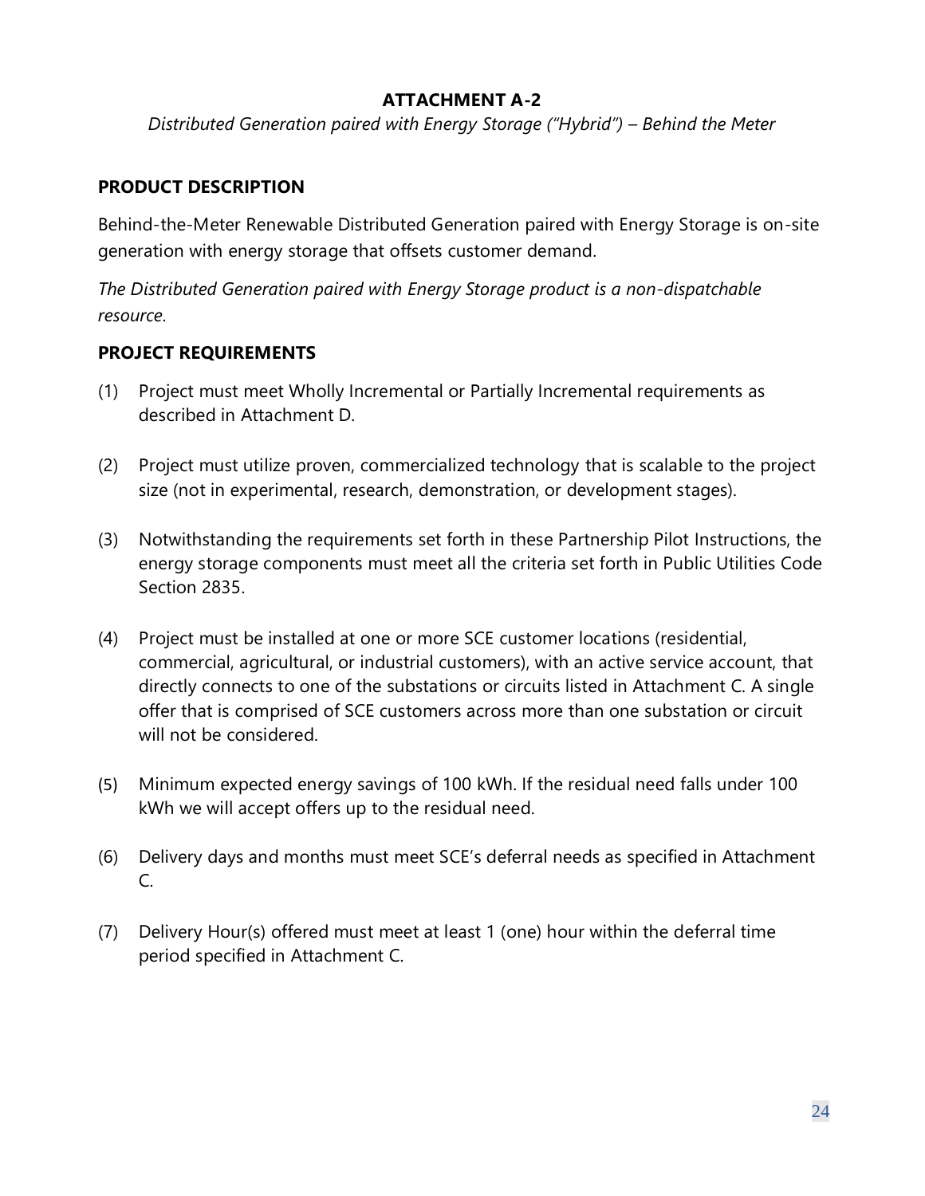# ATTACHMENT A-2

*Distributed Generation paired with Energy Storage ("Hybrid") – Behind the Meter*

## PRODUCT DESCRIPTION

Behind-the-Meter Renewable Distributed Generation paired with Energy Storage is on-site generation with energy storage that offsets customer demand.

*The Distributed Generation paired with Energy Storage product is a non-dispatchable resource.*

## PROJECT REQUIREMENTS

(1) Project must meet Wholly Incremental or Partially Incremental requirements as described in Attachment D.

(2) Project must utilize proven, commercialized technology that is scalable to the project size (not in experimental, research, demonstration, or development stages).

(3) Notwithstanding the requirements set forth in these Partnership Pilot Instructions, the energy storage components must meet all the criteria set forth in Public Utilities Code Section 2835.

(4) Project must be installed at one or more SCE customer locations (residential, commercial, agricultural, or industrial customers), with an active service account, that directly connects to one of the substations or circuits listed in Attachment C. A single offer that is comprised of SCE customers across more than one substation or circuit will not be considered.

(5) Minimum expected energy savings of 100 kWh. If the residual need falls under 100 kWh we will accept offers up to the residual need.

(6) Delivery days and months must meet SCE's deferral needs as specified in Attachment C.

(7) Delivery Hour(s) offered must meet at least 1 (one) hour within the deferral time period specified in Attachment C.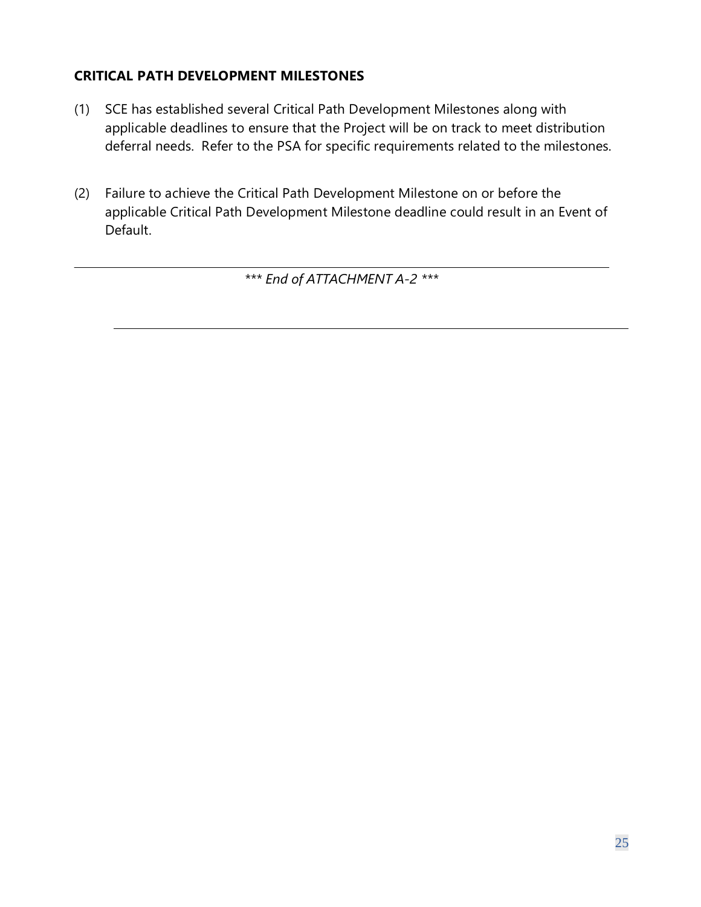### CRITICAL PATH DEVELOPMENT MILESTONES

(1) SCE has established several Critical Path Development Milestones along with applicable deadlines to ensure that the Project will be on track to meet distribution deferral needs. Refer to the PSA for specific requirements related to the milestones.

(2) Failure to achieve the Critical Path Development Milestone on or before the applicable Critical Path Development Milestone deadline could result in an Event of Default.

---

*\*\*\* End of ATTACHMENT A-2 \*\*\**

---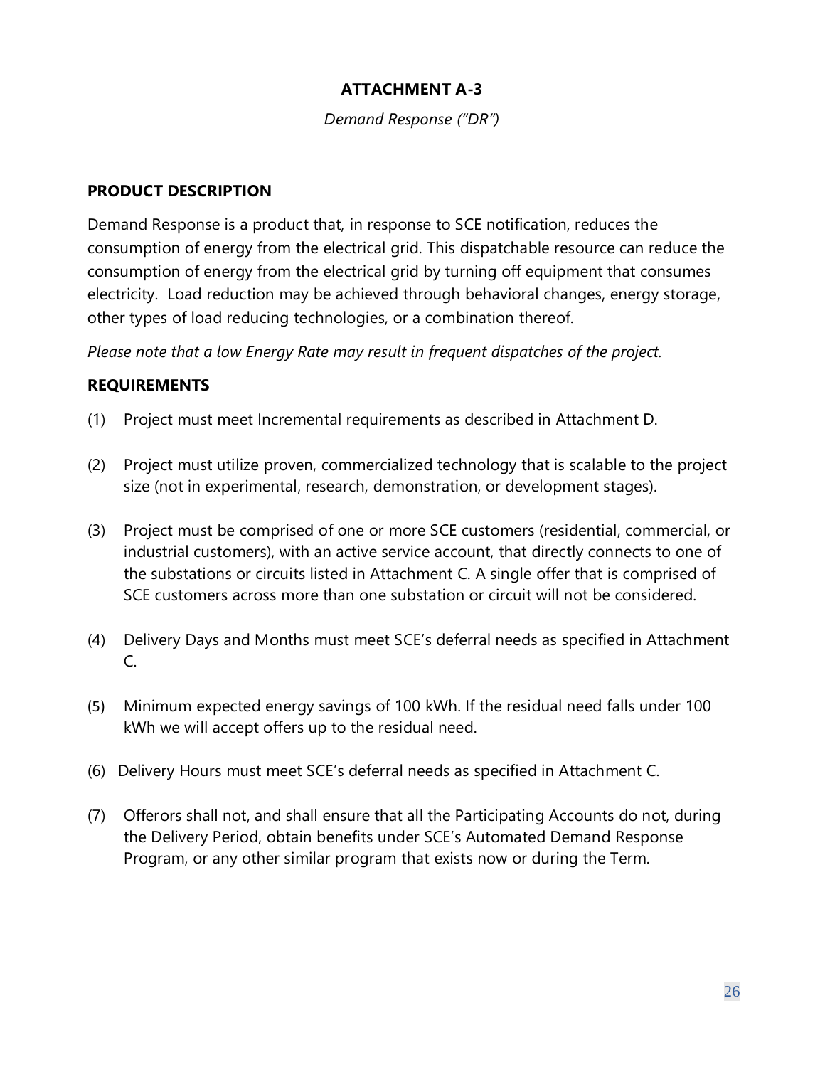# ATTACHMENT A-3

*Demand Response ("DR")*

## PRODUCT DESCRIPTION

Demand Response is a product that, in response to SCE notification, reduces the consumption of energy from the electrical grid. This dispatchable resource can reduce the consumption of energy from the electrical grid by turning off equipment that consumes electricity. Load reduction may be achieved through behavioral changes, energy storage, other types of load reducing technologies, or a combination thereof.

*Please note that a low Energy Rate may result in frequent dispatches of the project.*

## REQUIREMENTS

(1) Project must meet Incremental requirements as described in Attachment D.

(2) Project must utilize proven, commercialized technology that is scalable to the project size (not in experimental, research, demonstration, or development stages).

(3) Project must be comprised of one or more SCE customers (residential, commercial, or industrial customers), with an active service account, that directly connects to one of the substations or circuits listed in Attachment C. A single offer that is comprised of SCE customers across more than one substation or circuit will not be considered.

(4) Delivery Days and Months must meet SCE's deferral needs as specified in Attachment C.

(5) Minimum expected energy savings of 100 kWh. If the residual need falls under 100 kWh we will accept offers up to the residual need.

(6) Delivery Hours must meet SCE's deferral needs as specified in Attachment C.

(7) Offerors shall not, and shall ensure that all the Participating Accounts do not, during the Delivery Period, obtain benefits under SCE's Automated Demand Response Program, or any other similar program that exists now or during the Term.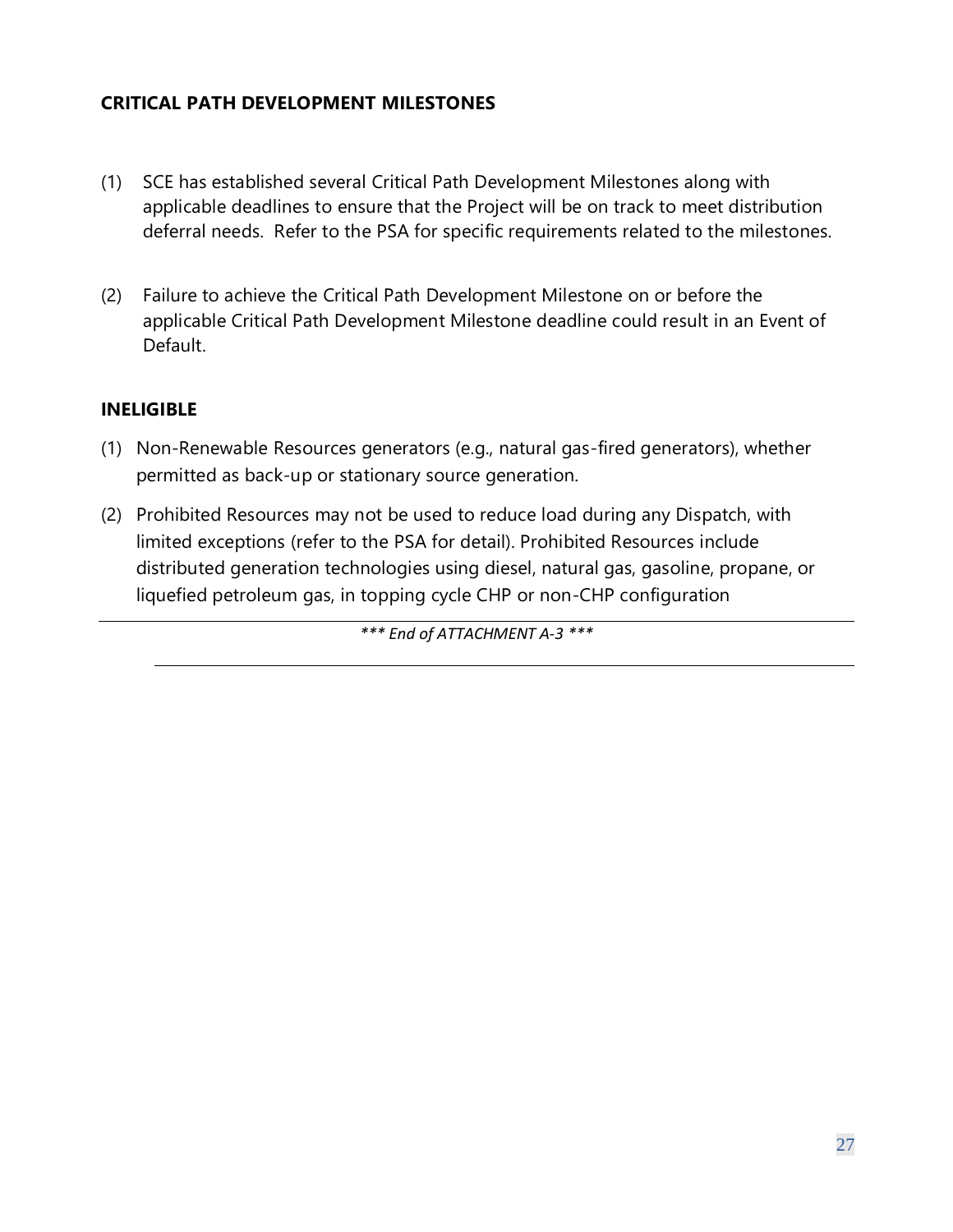## CRITICAL PATH DEVELOPMENT MILESTONES

(1) SCE has established several Critical Path Development Milestones along with applicable deadlines to ensure that the Project will be on track to meet distribution deferral needs. Refer to the PSA for specific requirements related to the milestones.

(2) Failure to achieve the Critical Path Development Milestone on or before the applicable Critical Path Development Milestone deadline could result in an Event of Default.

## INELIGIBLE

(1) Non-Renewable Resources generators (e.g., natural gas-fired generators), whether permitted as back-up or stationary source generation.

(2) Prohibited Resources may not be used to reduce load during any Dispatch, with limited exceptions (refer to the PSA for detail). Prohibited Resources include distributed generation technologies using diesel, natural gas, gasoline, propane, or liquefied petroleum gas, in topping cycle CHP or non-CHP configuration

---

*\*\*\* End of ATTACHMENT A-3 \*\*\**

---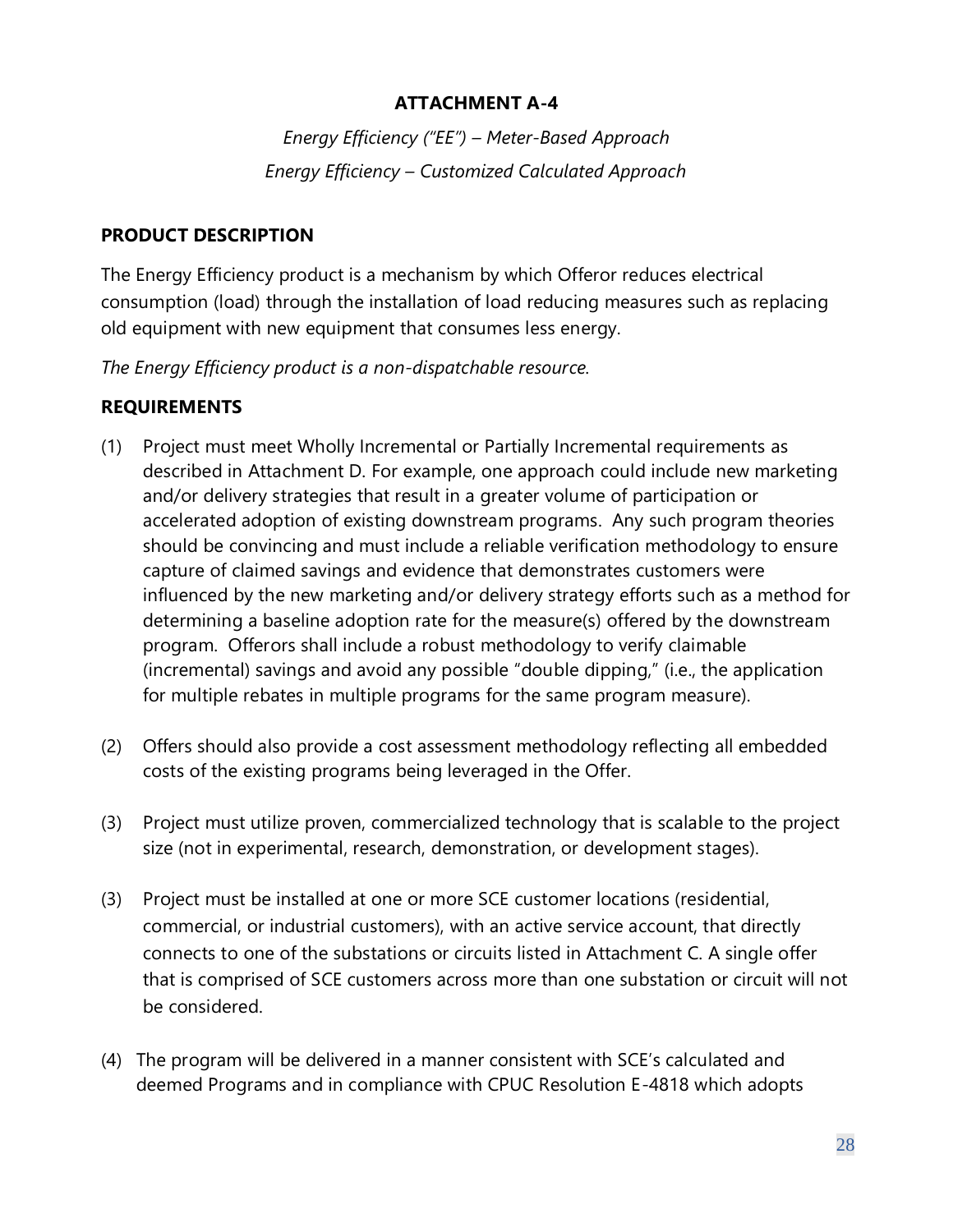**ATTACHMENT A-4**

*Energy Efficiency ("EE") – Meter-Based Approach*

*Energy Efficiency – Customized Calculated Approach*

**PRODUCT DESCRIPTION**

The Energy Efficiency product is a mechanism by which Offeror reduces electrical consumption (load) through the installation of load reducing measures such as replacing old equipment with new equipment that consumes less energy.

*The Energy Efficiency product is a non-dispatchable resource.*

**REQUIREMENTS**

(1) Project must meet Wholly Incremental or Partially Incremental requirements as described in Attachment D. For example, one approach could include new marketing and/or delivery strategies that result in a greater volume of participation or accelerated adoption of existing downstream programs. Any such program theories should be convincing and must include a reliable verification methodology to ensure capture of claimed savings and evidence that demonstrates customers were influenced by the new marketing and/or delivery strategy efforts such as a method for determining a baseline adoption rate for the measure(s) offered by the downstream program. Offerors shall include a robust methodology to verify claimable (incremental) savings and avoid any possible "double dipping," (i.e., the application for multiple rebates in multiple programs for the same program measure).

(2) Offers should also provide a cost assessment methodology reflecting all embedded costs of the existing programs being leveraged in the Offer.

(3) Project must utilize proven, commercialized technology that is scalable to the project size (not in experimental, research, demonstration, or development stages).

(3) Project must be installed at one or more SCE customer locations (residential, commercial, or industrial customers), with an active service account, that directly connects to one of the substations or circuits listed in Attachment C. A single offer that is comprised of SCE customers across more than one substation or circuit will not be considered.

(4) The program will be delivered in a manner consistent with SCE's calculated and deemed Programs and in compliance with CPUC Resolution E-4818 which adopts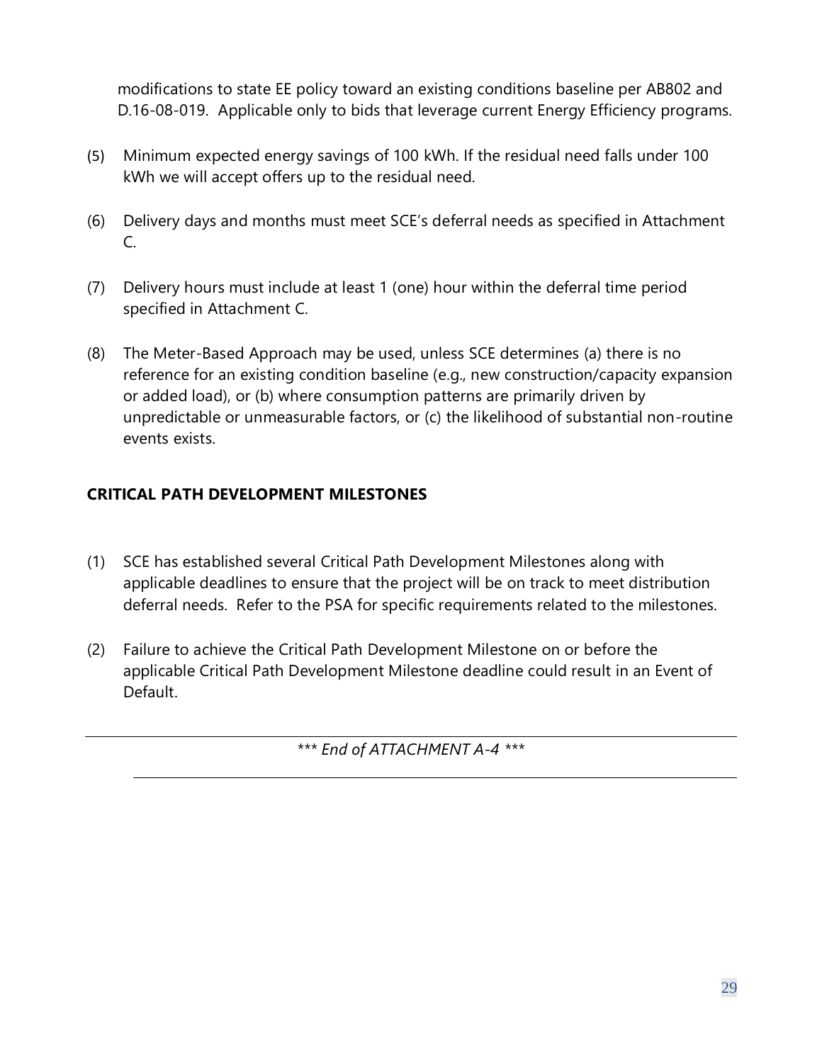modifications to state EE policy toward an existing conditions baseline per AB802 and D.16-08-019. Applicable only to bids that leverage current Energy Efficiency programs.

(5) Minimum expected energy savings of 100 kWh. If the residual need falls under 100 kWh we will accept offers up to the residual need.

(6) Delivery days and months must meet SCE's deferral needs as specified in Attachment C.

(7) Delivery hours must include at least 1 (one) hour within the deferral time period specified in Attachment C.

(8) The Meter-Based Approach may be used, unless SCE determines (a) there is no reference for an existing condition baseline (e.g., new construction/capacity expansion or added load), or (b) where consumption patterns are primarily driven by unpredictable or unmeasurable factors, or (c) the likelihood of substantial non-routine events exists.

**CRITICAL PATH DEVELOPMENT MILESTONES**

(1) SCE has established several Critical Path Development Milestones along with applicable deadlines to ensure that the project will be on track to meet distribution deferral needs. Refer to the PSA for specific requirements related to the milestones.

(2) Failure to achieve the Critical Path Development Milestone on or before the applicable Critical Path Development Milestone deadline could result in an Event of Default.

---

*\*\*\* End of ATTACHMENT A-4 \*\*\**

---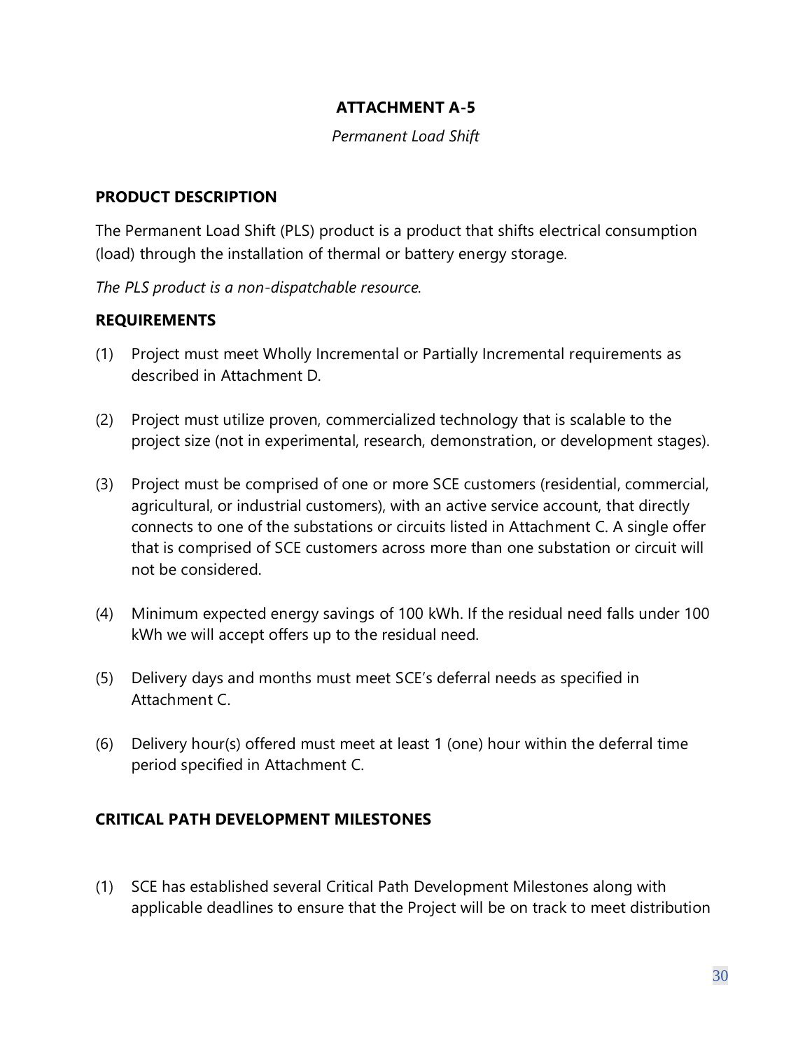# ATTACHMENT A-5

*Permanent Load Shift*

## PRODUCT DESCRIPTION

The Permanent Load Shift (PLS) product is a product that shifts electrical consumption (load) through the installation of thermal or battery energy storage.

*The PLS product is a non-dispatchable resource.*

## REQUIREMENTS

(1) Project must meet Wholly Incremental or Partially Incremental requirements as described in Attachment D.

(2) Project must utilize proven, commercialized technology that is scalable to the project size (not in experimental, research, demonstration, or development stages).

(3) Project must be comprised of one or more SCE customers (residential, commercial, agricultural, or industrial customers), with an active service account, that directly connects to one of the substations or circuits listed in Attachment C. A single offer that is comprised of SCE customers across more than one substation or circuit will not be considered.

(4) Minimum expected energy savings of 100 kWh. If the residual need falls under 100 kWh we will accept offers up to the residual need.

(5) Delivery days and months must meet SCE's deferral needs as specified in Attachment C.

(6) Delivery hour(s) offered must meet at least 1 (one) hour within the deferral time period specified in Attachment C.

## CRITICAL PATH DEVELOPMENT MILESTONES

(1) SCE has established several Critical Path Development Milestones along with applicable deadlines to ensure that the Project will be on track to meet distribution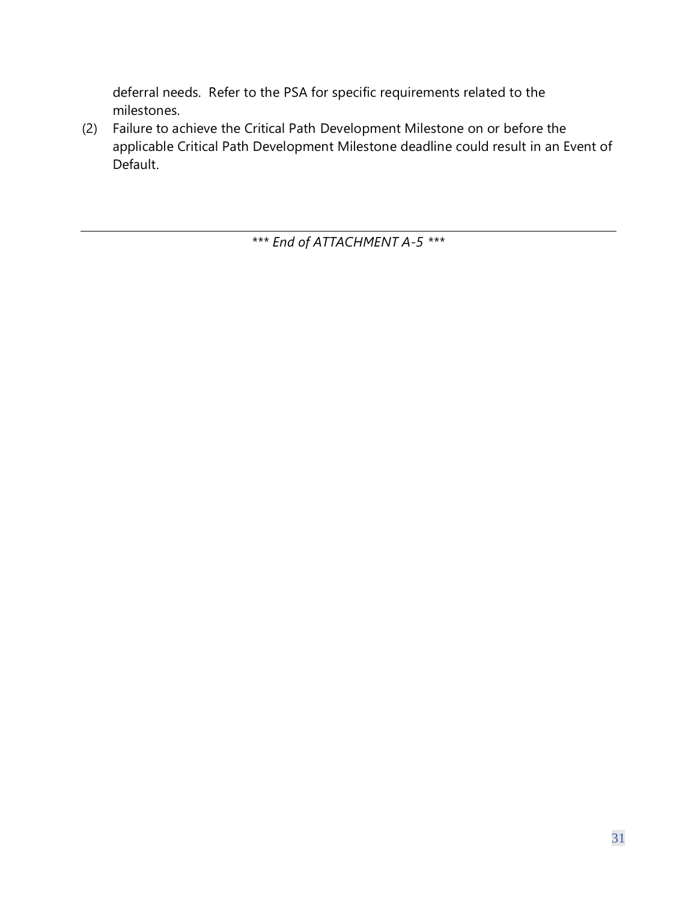deferral needs. Refer to the PSA for specific requirements related to the milestones.

(2) Failure to achieve the Critical Path Development Milestone on or before the applicable Critical Path Development Milestone deadline could result in an Event of Default.

---

*\*\*\* End of ATTACHMENT A-5 \*\*\**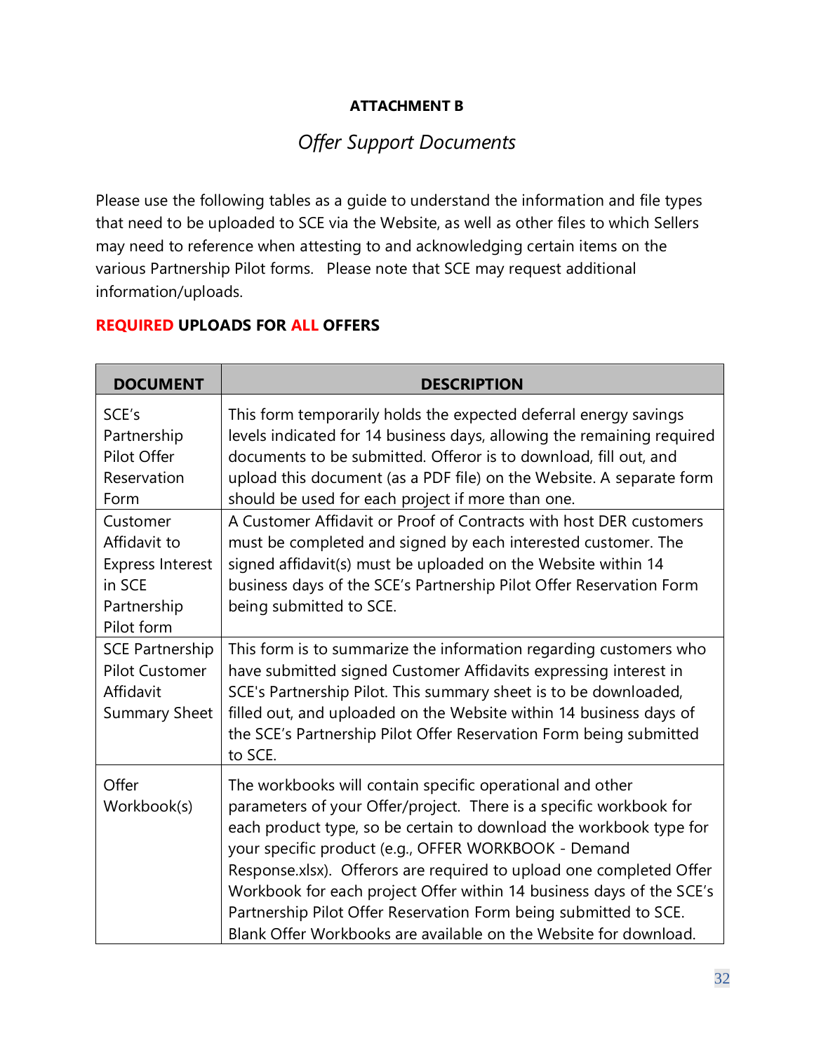**ATTACHMENT B**

*Offer Support Documents*

Please use the following tables as a guide to understand the information and file types that need to be uploaded to SCE via the Website, as well as other files to which Sellers may need to reference when attesting to and acknowledging certain items on the various Partnership Pilot forms. Please note that SCE may request additional information/uploads.

**REQUIRED UPLOADS FOR ALL OFFERS**

| DOCUMENT | DESCRIPTION |
|---|---|
| SCE's Partnership Pilot Offer Reservation Form | This form temporarily holds the expected deferral energy savings levels indicated for 14 business days, allowing the remaining required documents to be submitted. Offeror is to download, fill out, and upload this document (as a PDF file) on the Website. A separate form should be used for each project if more than one. |
| Customer Affidavit to Express Interest in SCE Partnership Pilot form | A Customer Affidavit or Proof of Contracts with host DER customers must be completed and signed by each interested customer. The signed affidavit(s) must be uploaded on the Website within 14 business days of the SCE's Partnership Pilot Offer Reservation Form being submitted to SCE. |
| SCE Partnership Pilot Customer Affidavit Summary Sheet | This form is to summarize the information regarding customers who have submitted signed Customer Affidavits expressing interest in SCE's Partnership Pilot. This summary sheet is to be downloaded, filled out, and uploaded on the Website within 14 business days of the SCE's Partnership Pilot Offer Reservation Form being submitted to SCE. |
| Offer Workbook(s) | The workbooks will contain specific operational and other parameters of your Offer/project. There is a specific workbook for each product type, so be certain to download the workbook type for your specific product (e.g., OFFER WORKBOOK - Demand Response.xlsx). Offerors are required to upload one completed Offer Workbook for each project Offer within 14 business days of the SCE's Partnership Pilot Offer Reservation Form being submitted to SCE. Blank Offer Workbooks are available on the Website for download. |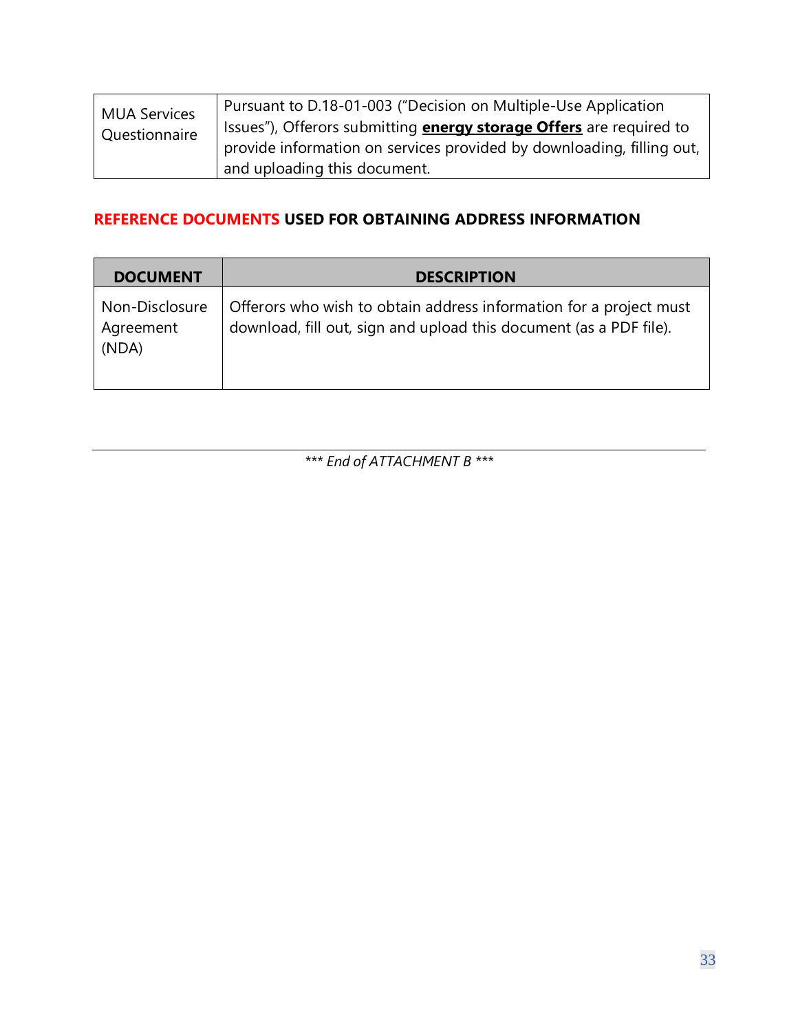| | |
|---|---|
| MUA Services Questionnaire | Pursuant to D.18-01-003 ("Decision on Multiple-Use Application Issues"), Offerors submitting **energy storage Offers** are required to provide information on services provided by downloading, filling out, and uploading this document. |

**REFERENCE DOCUMENTS USED FOR OBTAINING ADDRESS INFORMATION**

| DOCUMENT | DESCRIPTION |
|---|---|
| Non-Disclosure Agreement (NDA) | Offerors who wish to obtain address information for a project must download, fill out, sign and upload this document (as a PDF file). |

---

*\*\*\* End of ATTACHMENT B \*\*\**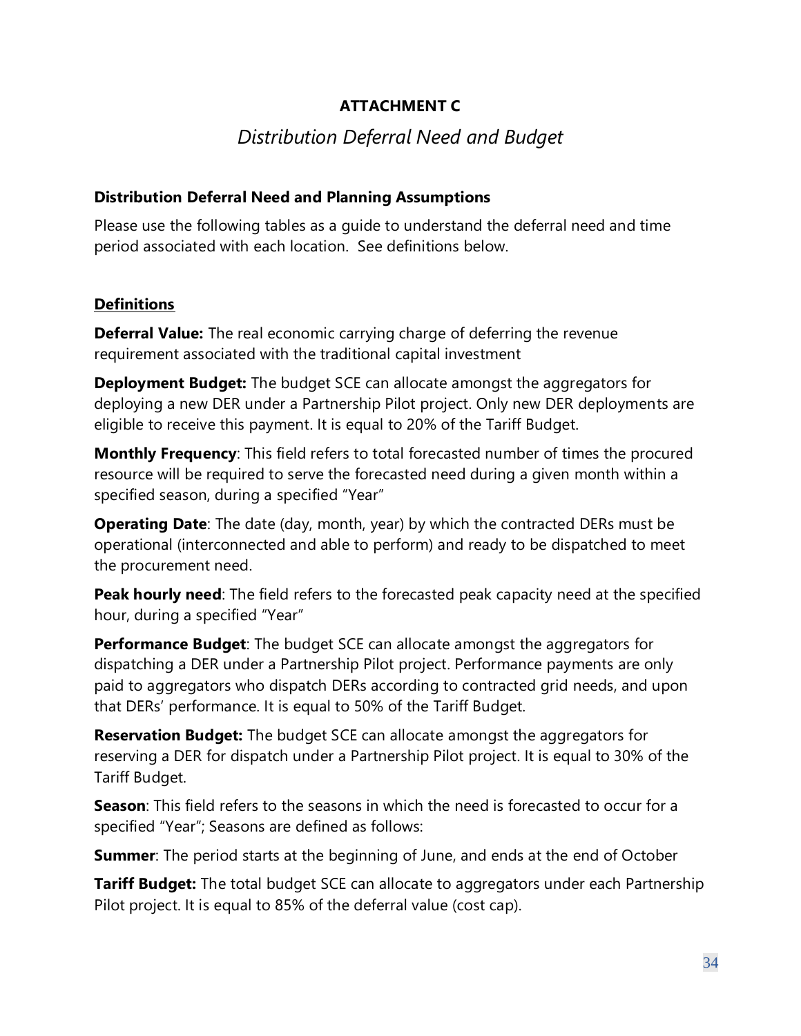**ATTACHMENT C**

*Distribution Deferral Need and Budget*

**Distribution Deferral Need and Planning Assumptions**

Please use the following tables as a guide to understand the deferral need and time period associated with each location. See definitions below.

**Definitions**

**Deferral Value:** The real economic carrying charge of deferring the revenue requirement associated with the traditional capital investment

**Deployment Budget:** The budget SCE can allocate amongst the aggregators for deploying a new DER under a Partnership Pilot project. Only new DER deployments are eligible to receive this payment. It is equal to 20% of the Tariff Budget.

**Monthly Frequency**: This field refers to total forecasted number of times the procured resource will be required to serve the forecasted need during a given month within a specified season, during a specified "Year"

**Operating Date**: The date (day, month, year) by which the contracted DERs must be operational (interconnected and able to perform) and ready to be dispatched to meet the procurement need.

**Peak hourly need**: The field refers to the forecasted peak capacity need at the specified hour, during a specified "Year"

**Performance Budget**: The budget SCE can allocate amongst the aggregators for dispatching a DER under a Partnership Pilot project. Performance payments are only paid to aggregators who dispatch DERs according to contracted grid needs, and upon that DERs' performance. It is equal to 50% of the Tariff Budget.

**Reservation Budget:** The budget SCE can allocate amongst the aggregators for reserving a DER for dispatch under a Partnership Pilot project. It is equal to 30% of the Tariff Budget.

**Season**: This field refers to the seasons in which the need is forecasted to occur for a specified "Year"; Seasons are defined as follows:

**Summer**: The period starts at the beginning of June, and ends at the end of October

**Tariff Budget:** The total budget SCE can allocate to aggregators under each Partnership Pilot project. It is equal to 85% of the deferral value (cost cap).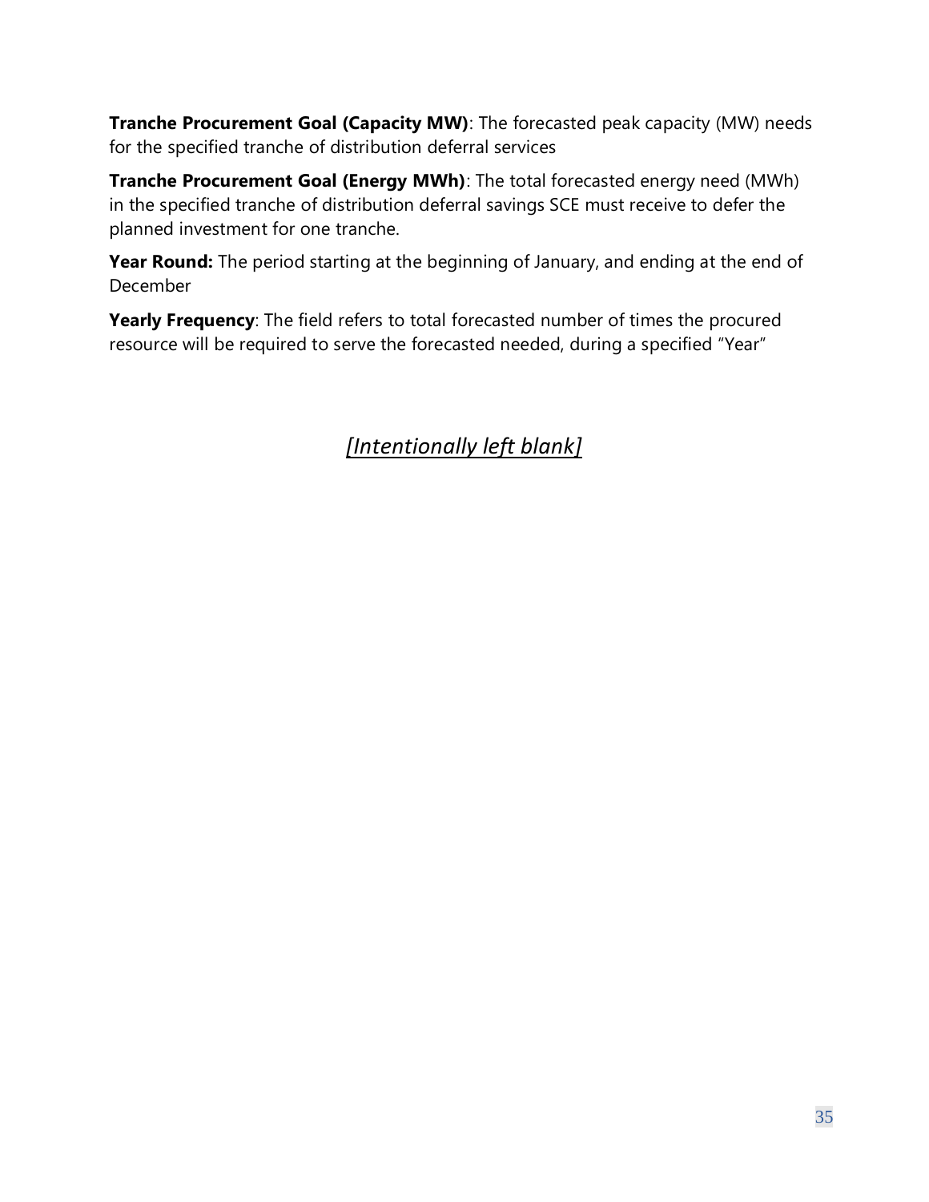**Tranche Procurement Goal (Capacity MW)**: The forecasted peak capacity (MW) needs for the specified tranche of distribution deferral services

**Tranche Procurement Goal (Energy MWh)**: The total forecasted energy need (MWh) in the specified tranche of distribution deferral savings SCE must receive to defer the planned investment for one tranche.

**Year Round:** The period starting at the beginning of January, and ending at the end of December

**Yearly Frequency**: The field refers to total forecasted number of times the procured resource will be required to serve the forecasted needed, during a specified "Year"

*[Intentionally left blank]*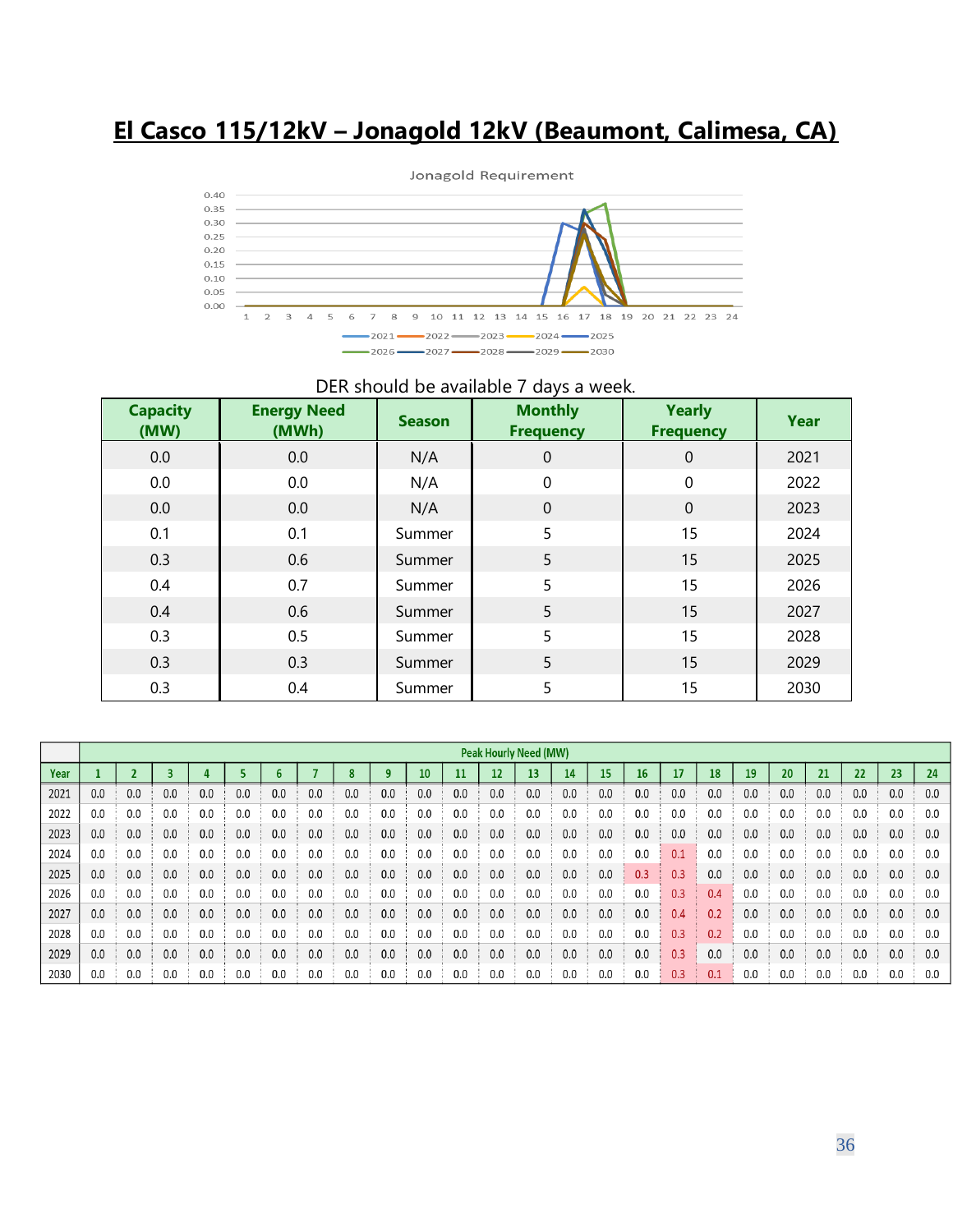# El Casco 115/12kV – Jonagold 12kV (Beaumont, Calimesa, CA)

DER should be available 7 days a week.

| Capacity (MW) | Energy Need (MWh) | Season | Monthly Frequency | Yearly Frequency | Year |
|---|---|---|---|---|---|
| 0.0 | 0.0 | N/A | 0 | 0 | 2021 |
| 0.0 | 0.0 | N/A | 0 | 0 | 2022 |
| 0.0 | 0.0 | N/A | 0 | 0 | 2023 |
| 0.1 | 0.1 | Summer | 5 | 15 | 2024 |
| 0.3 | 0.6 | Summer | 5 | 15 | 2025 |
| 0.4 | 0.7 | Summer | 5 | 15 | 2026 |
| 0.4 | 0.6 | Summer | 5 | 15 | 2027 |
| 0.3 | 0.5 | Summer | 5 | 15 | 2028 |
| 0.3 | 0.3 | Summer | 5 | 15 | 2029 |
| 0.3 | 0.4 | Summer | 5 | 15 | 2030 |

| | Peak Hourly Need (MW) | | | | | | | | | | | | | | | | | | | | | | | |
|---|---|---|---|---|---|---|---|---|---|---|---|---|---|---|---|---|---|---|---|---|---|---|---|---|
| Year | 1 | 2 | 3 | 4 | 5 | 6 | 7 | 8 | 9 | 10 | 11 | 12 | 13 | 14 | 15 | 16 | 17 | 18 | 19 | 20 | 21 | 22 | 23 | 24 |
| 2021 | 0.0 | 0.0 | 0.0 | 0.0 | 0.0 | 0.0 | 0.0 | 0.0 | 0.0 | 0.0 | 0.0 | 0.0 | 0.0 | 0.0 | 0.0 | 0.0 | 0.0 | 0.0 | 0.0 | 0.0 | 0.0 | 0.0 | 0.0 | 0.0 |
| 2022 | 0.0 | 0.0 | 0.0 | 0.0 | 0.0 | 0.0 | 0.0 | 0.0 | 0.0 | 0.0 | 0.0 | 0.0 | 0.0 | 0.0 | 0.0 | 0.0 | 0.0 | 0.0 | 0.0 | 0.0 | 0.0 | 0.0 | 0.0 | 0.0 |
| 2023 | 0.0 | 0.0 | 0.0 | 0.0 | 0.0 | 0.0 | 0.0 | 0.0 | 0.0 | 0.0 | 0.0 | 0.0 | 0.0 | 0.0 | 0.0 | 0.0 | 0.0 | 0.0 | 0.0 | 0.0 | 0.0 | 0.0 | 0.0 | 0.0 |
| 2024 | 0.0 | 0.0 | 0.0 | 0.0 | 0.0 | 0.0 | 0.0 | 0.0 | 0.0 | 0.0 | 0.0 | 0.0 | 0.0 | 0.0 | 0.0 | 0.0 | 0.1 | 0.0 | 0.0 | 0.0 | 0.0 | 0.0 | 0.0 | 0.0 |
| 2025 | 0.0 | 0.0 | 0.0 | 0.0 | 0.0 | 0.0 | 0.0 | 0.0 | 0.0 | 0.0 | 0.0 | 0.0 | 0.0 | 0.0 | 0.0 | 0.3 | 0.3 | 0.0 | 0.0 | 0.0 | 0.0 | 0.0 | 0.0 | 0.0 |
| 2026 | 0.0 | 0.0 | 0.0 | 0.0 | 0.0 | 0.0 | 0.0 | 0.0 | 0.0 | 0.0 | 0.0 | 0.0 | 0.0 | 0.0 | 0.0 | 0.0 | 0.3 | 0.4 | 0.0 | 0.0 | 0.0 | 0.0 | 0.0 | 0.0 |
| 2027 | 0.0 | 0.0 | 0.0 | 0.0 | 0.0 | 0.0 | 0.0 | 0.0 | 0.0 | 0.0 | 0.0 | 0.0 | 0.0 | 0.0 | 0.0 | 0.0 | 0.4 | 0.2 | 0.0 | 0.0 | 0.0 | 0.0 | 0.0 | 0.0 |
| 2028 | 0.0 | 0.0 | 0.0 | 0.0 | 0.0 | 0.0 | 0.0 | 0.0 | 0.0 | 0.0 | 0.0 | 0.0 | 0.0 | 0.0 | 0.0 | 0.0 | 0.3 | 0.2 | 0.0 | 0.0 | 0.0 | 0.0 | 0.0 | 0.0 |
| 2029 | 0.0 | 0.0 | 0.0 | 0.0 | 0.0 | 0.0 | 0.0 | 0.0 | 0.0 | 0.0 | 0.0 | 0.0 | 0.0 | 0.0 | 0.0 | 0.0 | 0.3 | 0.0 | 0.0 | 0.0 | 0.0 | 0.0 | 0.0 | 0.0 |
| 2030 | 0.0 | 0.0 | 0.0 | 0.0 | 0.0 | 0.0 | 0.0 | 0.0 | 0.0 | 0.0 | 0.0 | 0.0 | 0.0 | 0.0 | 0.0 | 0.0 | 0.3 | 0.1 | 0.0 | 0.0 | 0.0 | 0.0 | 0.0 | 0.0 |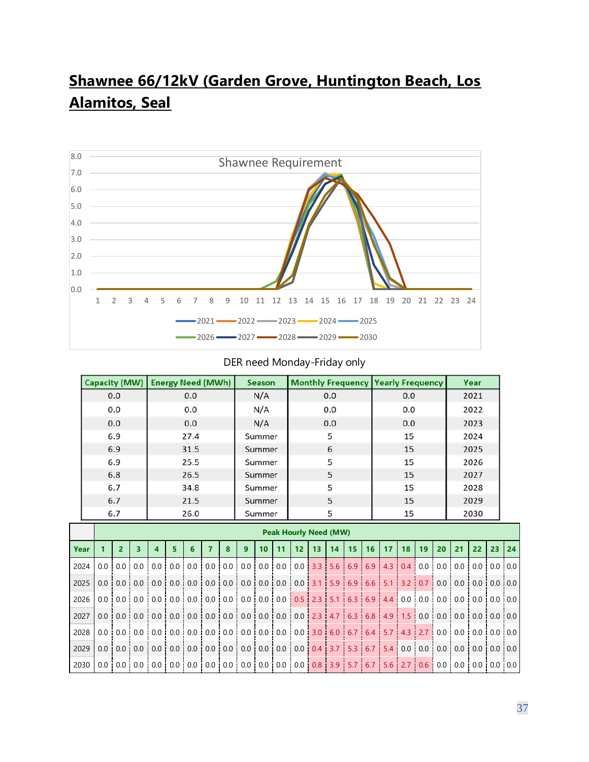## Shawnee 66/12kV (Garden Grove, Huntington Beach, Los Alamitos, Seal

DER need Monday-Friday only

| Capacity (MW) | Energy Need (MWh) | Season | Monthly Frequency | Yearly Frequency | Year |
|---|---|---|---|---|---|
| 0.0 | 0.0 | N/A | 0.0 | 0.0 | 2021 |
| 0.0 | 0.0 | N/A | 0.0 | 0.0 | 2022 |
| 0.0 | 0.0 | N/A | 0.0 | 0.0 | 2023 |
| 6.9 | 27.4 | Summer | 5 | 15 | 2024 |
| 6.9 | 31.5 | Summer | 6 | 15 | 2025 |
| 6.9 | 25.5 | Summer | 5 | 15 | 2026 |
| 6.8 | 26.5 | Summer | 5 | 15 | 2027 |
| 6.7 | 34.8 | Summer | 5 | 15 | 2028 |
| 6.7 | 21.5 | Summer | 5 | 15 | 2029 |
| 6.7 | 26.0 | Summer | 5 | 15 | 2030 |

| | Peak Hourly Need (MW) | | | | | | | | | | | | | | | | | | | | | | | |
|---|---|---|---|---|---|---|---|---|---|---|---|---|---|---|---|---|---|---|---|---|---|---|---|---|
| Year | 1 | 2 | 3 | 4 | 5 | 6 | 7 | 8 | 9 | 10 | 11 | 12 | 13 | 14 | 15 | 16 | 17 | 18 | 19 | 20 | 21 | 22 | 23 | 24 |
| 2024 | 0.0 | 0.0 | 0.0 | 0.0 | 0.0 | 0.0 | 0.0 | 0.0 | 0.0 | 0.0 | 0.0 | 0.0 | 3.3 | 5.6 | 6.9 | 6.9 | 4.3 | 0.4 | 0.0 | 0.0 | 0.0 | 0.0 | 0.0 | 0.0 |
| 2025 | 0.0 | 0.0 | 0.0 | 0.0 | 0.0 | 0.0 | 0.0 | 0.0 | 0.0 | 0.0 | 0.0 | 0.0 | 3.1 | 5.9 | 6.9 | 6.6 | 5.1 | 3.2 | 0.7 | 0.0 | 0.0 | 0.0 | 0.0 | 0.0 |
| 2026 | 0.0 | 0.0 | 0.0 | 0.0 | 0.0 | 0.0 | 0.0 | 0.0 | 0.0 | 0.0 | 0.0 | 0.5 | 2.3 | 5.1 | 6.3 | 6.9 | 4.4 | 0.0 | 0.0 | 0.0 | 0.0 | 0.0 | 0.0 | 0.0 |
| 2027 | 0.0 | 0.0 | 0.0 | 0.0 | 0.0 | 0.0 | 0.0 | 0.0 | 0.0 | 0.0 | 0.0 | 0.0 | 2.3 | 4.7 | 6.3 | 6.8 | 4.9 | 1.5 | 0.0 | 0.0 | 0.0 | 0.0 | 0.0 | 0.0 |
| 2028 | 0.0 | 0.0 | 0.0 | 0.0 | 0.0 | 0.0 | 0.0 | 0.0 | 0.0 | 0.0 | 0.0 | 0.0 | 3.0 | 6.0 | 6.7 | 6.4 | 5.7 | 4.3 | 2.7 | 0.0 | 0.0 | 0.0 | 0.0 | 0.0 |
| 2029 | 0.0 | 0.0 | 0.0 | 0.0 | 0.0 | 0.0 | 0.0 | 0.0 | 0.0 | 0.0 | 0.0 | 0.0 | 0.4 | 3.7 | 5.3 | 6.7 | 5.4 | 0.0 | 0.0 | 0.0 | 0.0 | 0.0 | 0.0 | 0.0 |
| 2030 | 0.0 | 0.0 | 0.0 | 0.0 | 0.0 | 0.0 | 0.0 | 0.0 | 0.0 | 0.0 | 0.0 | 0.0 | 0.8 | 3.9 | 5.7 | 6.7 | 5.6 | 2.7 | 0.6 | 0.0 | 0.0 | 0.0 | 0.0 | 0.0 |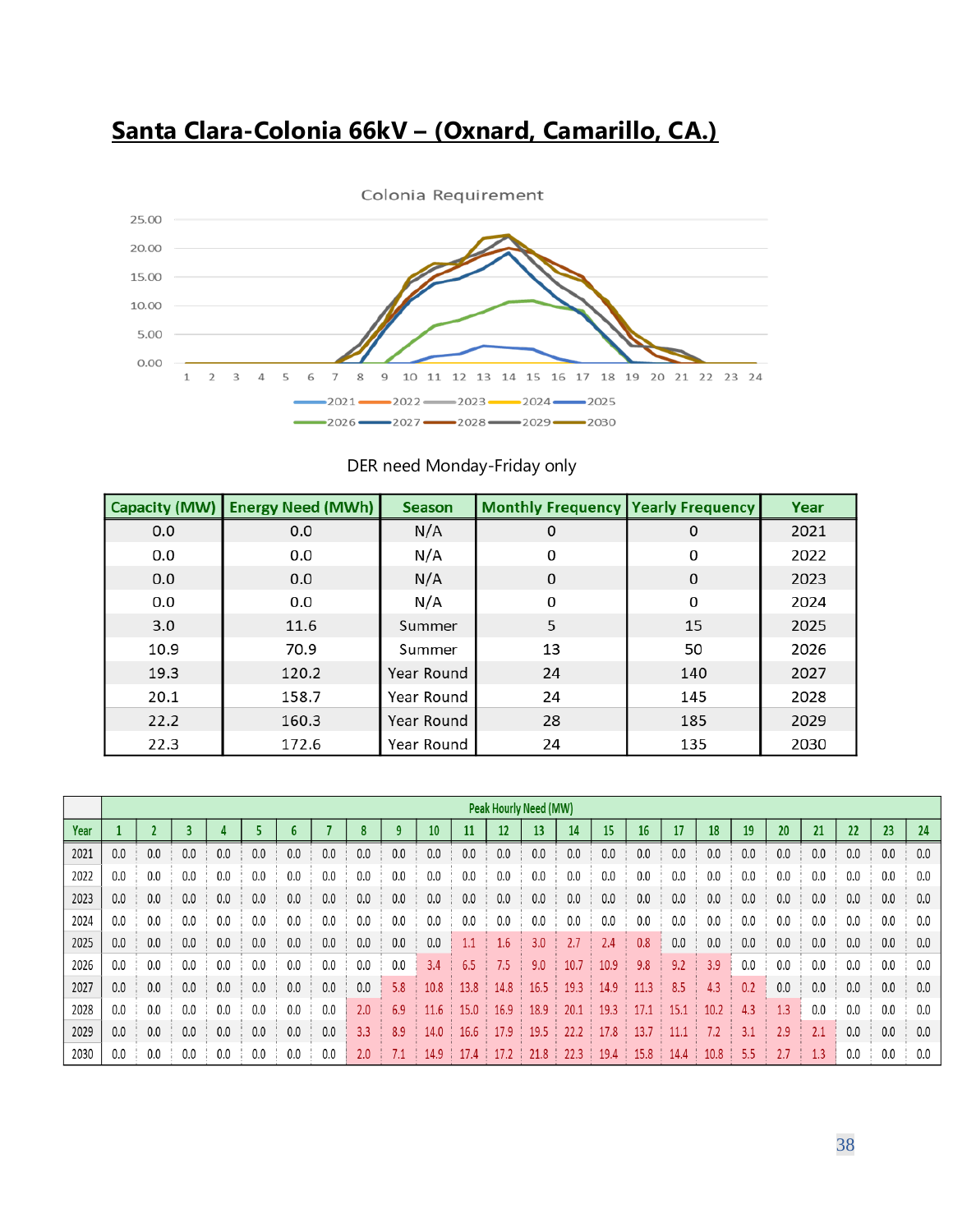# Santa Clara-Colonia 66kV – (Oxnard, Camarillo, CA.)

DER need Monday-Friday only

| Capacity (MW) | Energy Need (MWh) | Season | Monthly Frequency | Yearly Frequency | Year |
|---|---|---|---|---|---|
| 0.0 | 0.0 | N/A | 0 | 0 | 2021 |
| 0.0 | 0.0 | N/A | 0 | 0 | 2022 |
| 0.0 | 0.0 | N/A | 0 | 0 | 2023 |
| 0.0 | 0.0 | N/A | 0 | 0 | 2024 |
| 3.0 | 11.6 | Summer | 5 | 15 | 2025 |
| 10.9 | 70.9 | Summer | 13 | 50 | 2026 |
| 19.3 | 120.2 | Year Round | 24 | 140 | 2027 |
| 20.1 | 158.7 | Year Round | 24 | 145 | 2028 |
| 22.2 | 160.3 | Year Round | 28 | 185 | 2029 |
| 22.3 | 172.6 | Year Round | 24 | 135 | 2030 |

| | Peak Hourly Need (MW) | | | | | | | | | | | | | | | | | | | | | | | |
|---|---|---|---|---|---|---|---|---|---|---|---|---|---|---|---|---|---|---|---|---|---|---|---|---|
| Year | 1 | 2 | 3 | 4 | 5 | 6 | 7 | 8 | 9 | 10 | 11 | 12 | 13 | 14 | 15 | 16 | 17 | 18 | 19 | 20 | 21 | 22 | 23 | 24 |
| 2021 | 0.0 | 0.0 | 0.0 | 0.0 | 0.0 | 0.0 | 0.0 | 0.0 | 0.0 | 0.0 | 0.0 | 0.0 | 0.0 | 0.0 | 0.0 | 0.0 | 0.0 | 0.0 | 0.0 | 0.0 | 0.0 | 0.0 | 0.0 | 0.0 |
| 2022 | 0.0 | 0.0 | 0.0 | 0.0 | 0.0 | 0.0 | 0.0 | 0.0 | 0.0 | 0.0 | 0.0 | 0.0 | 0.0 | 0.0 | 0.0 | 0.0 | 0.0 | 0.0 | 0.0 | 0.0 | 0.0 | 0.0 | 0.0 | 0.0 |
| 2023 | 0.0 | 0.0 | 0.0 | 0.0 | 0.0 | 0.0 | 0.0 | 0.0 | 0.0 | 0.0 | 0.0 | 0.0 | 0.0 | 0.0 | 0.0 | 0.0 | 0.0 | 0.0 | 0.0 | 0.0 | 0.0 | 0.0 | 0.0 | 0.0 |
| 2024 | 0.0 | 0.0 | 0.0 | 0.0 | 0.0 | 0.0 | 0.0 | 0.0 | 0.0 | 0.0 | 0.0 | 0.0 | 0.0 | 0.0 | 0.0 | 0.0 | 0.0 | 0.0 | 0.0 | 0.0 | 0.0 | 0.0 | 0.0 | 0.0 |
| 2025 | 0.0 | 0.0 | 0.0 | 0.0 | 0.0 | 0.0 | 0.0 | 0.0 | 0.0 | 0.0 | 1.1 | 1.6 | 3.0 | 2.7 | 2.4 | 0.8 | 0.0 | 0.0 | 0.0 | 0.0 | 0.0 | 0.0 | 0.0 | 0.0 |
| 2026 | 0.0 | 0.0 | 0.0 | 0.0 | 0.0 | 0.0 | 0.0 | 0.0 | 0.0 | 3.4 | 6.5 | 7.5 | 9.0 | 10.7 | 10.9 | 9.8 | 9.2 | 3.9 | 0.0 | 0.0 | 0.0 | 0.0 | 0.0 | 0.0 |
| 2027 | 0.0 | 0.0 | 0.0 | 0.0 | 0.0 | 0.0 | 0.0 | 0.0 | 5.8 | 10.8 | 13.8 | 14.8 | 16.5 | 19.3 | 14.9 | 11.3 | 8.5 | 4.3 | 0.2 | 0.0 | 0.0 | 0.0 | 0.0 | 0.0 |
| 2028 | 0.0 | 0.0 | 0.0 | 0.0 | 0.0 | 0.0 | 0.0 | 2.0 | 6.9 | 11.6 | 15.0 | 16.9 | 18.9 | 20.1 | 19.3 | 17.1 | 15.1 | 10.2 | 4.3 | 1.3 | 0.0 | 0.0 | 0.0 | 0.0 |
| 2029 | 0.0 | 0.0 | 0.0 | 0.0 | 0.0 | 0.0 | 0.0 | 3.3 | 8.9 | 14.0 | 16.6 | 17.9 | 19.5 | 22.2 | 17.8 | 13.7 | 11.1 | 7.2 | 3.1 | 2.9 | 2.1 | 0.0 | 0.0 | 0.0 |
| 2030 | 0.0 | 0.0 | 0.0 | 0.0 | 0.0 | 0.0 | 0.0 | 2.0 | 7.1 | 14.9 | 17.4 | 17.2 | 21.8 | 22.3 | 19.4 | 15.8 | 14.4 | 10.8 | 5.5 | 2.7 | 1.3 | 0.0 | 0.0 | 0.0 |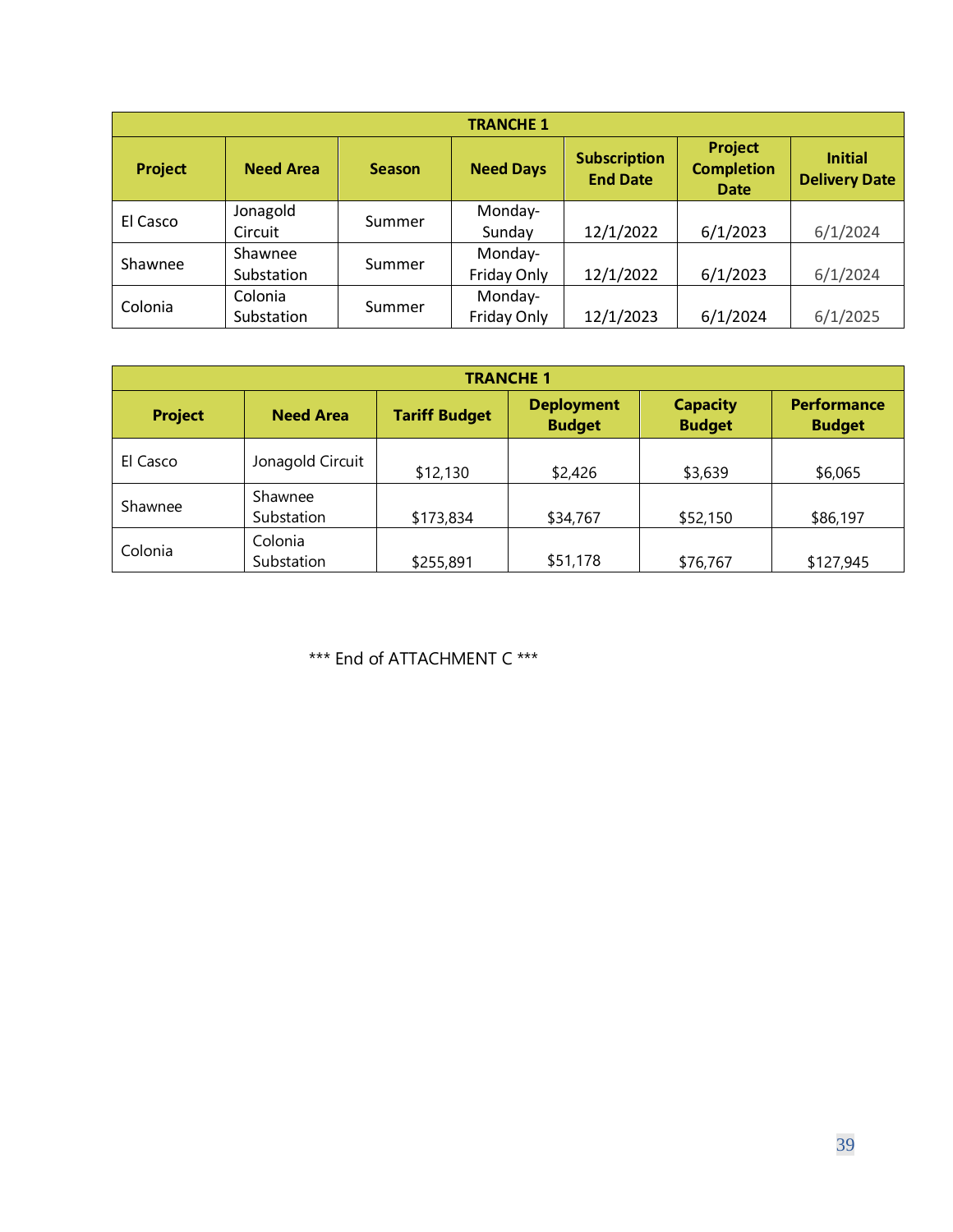| TRANCHE 1 | | | | | | |
|---|---|---|---|---|---|---|
| **Project** | **Need Area** | **Season** | **Need Days** | **Subscription End Date** | **Project Completion Date** | **Initial Delivery Date** |
| El Casco | Jonagold Circuit | Summer | Monday-Sunday | 12/1/2022 | 6/1/2023 | 6/1/2024 |
| Shawnee | Shawnee Substation | Summer | Monday-Friday Only | 12/1/2022 | 6/1/2023 | 6/1/2024 |
| Colonia | Colonia Substation | Summer | Monday-Friday Only | 12/1/2023 | 6/1/2024 | 6/1/2025 |

| TRANCHE 1 | | | | | |
|---|---|---|---|---|---|
| **Project** | **Need Area** | **Tariff Budget** | **Deployment Budget** | **Capacity Budget** | **Performance Budget** |
| El Casco | Jonagold Circuit | $12,130 | $2,426 | $3,639 | $6,065 |
| Shawnee | Shawnee Substation | $173,834 | $34,767 | $52,150 | $86,197 |
| Colonia | Colonia Substation | $255,891 | $51,178 | $76,767 | $127,945 |

*** End of ATTACHMENT C ***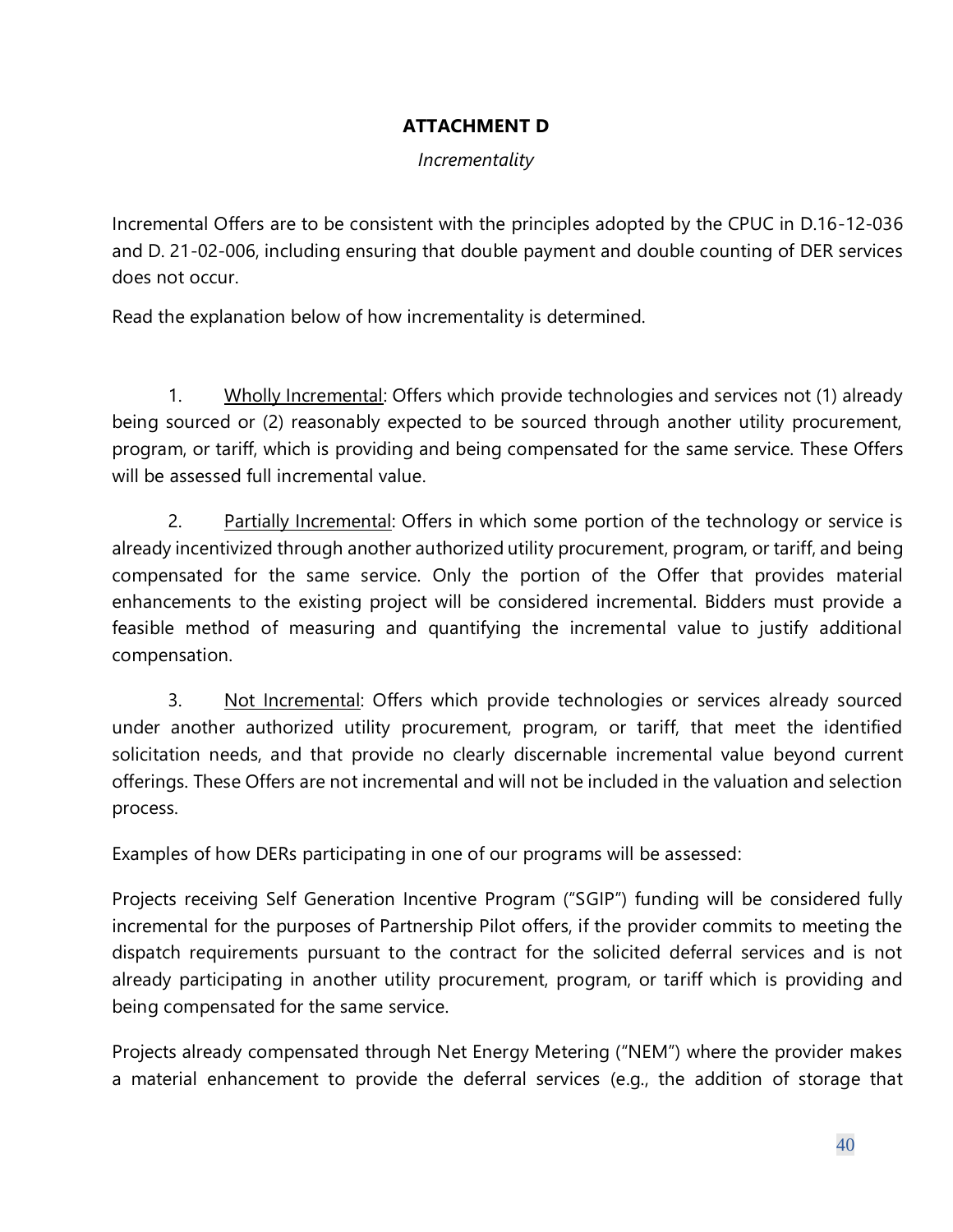# ATTACHMENT D

*Incrementality*

Incremental Offers are to be consistent with the principles adopted by the CPUC in D.16-12-036 and D. 21-02-006, including ensuring that double payment and double counting of DER services does not occur.

Read the explanation below of how incrementality is determined.

1. Wholly Incremental: Offers which provide technologies and services not (1) already being sourced or (2) reasonably expected to be sourced through another utility procurement, program, or tariff, which is providing and being compensated for the same service. These Offers will be assessed full incremental value.

2. Partially Incremental: Offers in which some portion of the technology or service is already incentivized through another authorized utility procurement, program, or tariff, and being compensated for the same service. Only the portion of the Offer that provides material enhancements to the existing project will be considered incremental. Bidders must provide a feasible method of measuring and quantifying the incremental value to justify additional compensation.

3. Not Incremental: Offers which provide technologies or services already sourced under another authorized utility procurement, program, or tariff, that meet the identified solicitation needs, and that provide no clearly discernable incremental value beyond current offerings. These Offers are not incremental and will not be included in the valuation and selection process.

Examples of how DERs participating in one of our programs will be assessed:

Projects receiving Self Generation Incentive Program ("SGIP") funding will be considered fully incremental for the purposes of Partnership Pilot offers, if the provider commits to meeting the dispatch requirements pursuant to the contract for the solicited deferral services and is not already participating in another utility procurement, program, or tariff which is providing and being compensated for the same service.

Projects already compensated through Net Energy Metering ("NEM") where the provider makes a material enhancement to provide the deferral services (e.g., the addition of storage that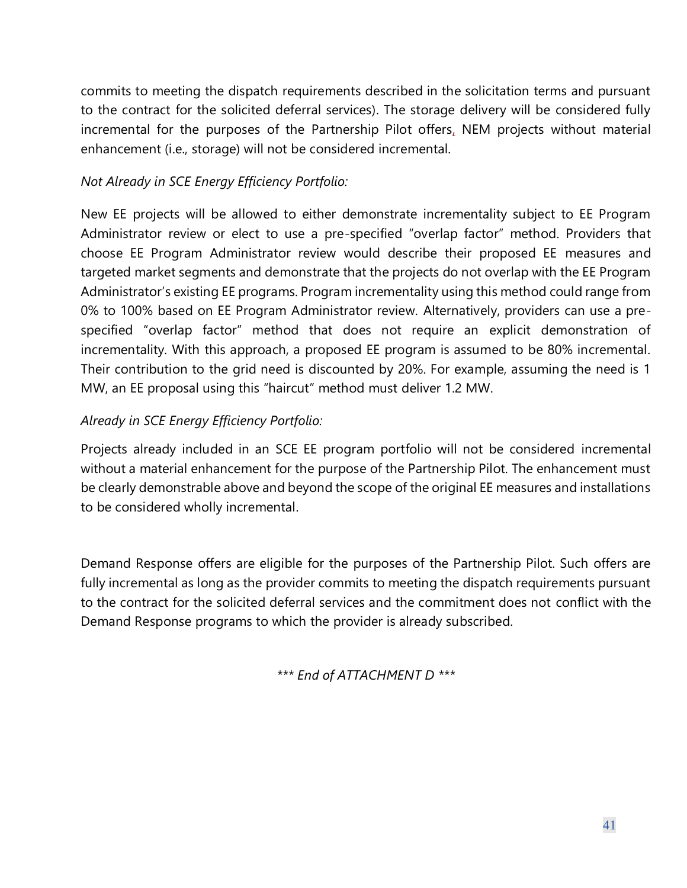commits to meeting the dispatch requirements described in the solicitation terms and pursuant to the contract for the solicited deferral services). The storage delivery will be considered fully incremental for the purposes of the Partnership Pilot offers, NEM projects without material enhancement (i.e., storage) will not be considered incremental.

*Not Already in SCE Energy Efficiency Portfolio:*

New EE projects will be allowed to either demonstrate incrementality subject to EE Program Administrator review or elect to use a pre-specified "overlap factor" method. Providers that choose EE Program Administrator review would describe their proposed EE measures and targeted market segments and demonstrate that the projects do not overlap with the EE Program Administrator's existing EE programs. Program incrementality using this method could range from 0% to 100% based on EE Program Administrator review. Alternatively, providers can use a pre-specified "overlap factor" method that does not require an explicit demonstration of incrementality. With this approach, a proposed EE program is assumed to be 80% incremental. Their contribution to the grid need is discounted by 20%. For example, assuming the need is 1 MW, an EE proposal using this "haircut" method must deliver 1.2 MW.

*Already in SCE Energy Efficiency Portfolio:*

Projects already included in an SCE EE program portfolio will not be considered incremental without a material enhancement for the purpose of the Partnership Pilot. The enhancement must be clearly demonstrable above and beyond the scope of the original EE measures and installations to be considered wholly incremental.

Demand Response offers are eligible for the purposes of the Partnership Pilot. Such offers are fully incremental as long as the provider commits to meeting the dispatch requirements pursuant to the contract for the solicited deferral services and the commitment does not conflict with the Demand Response programs to which the provider is already subscribed.

*\*\*\* End of ATTACHMENT D \*\*\**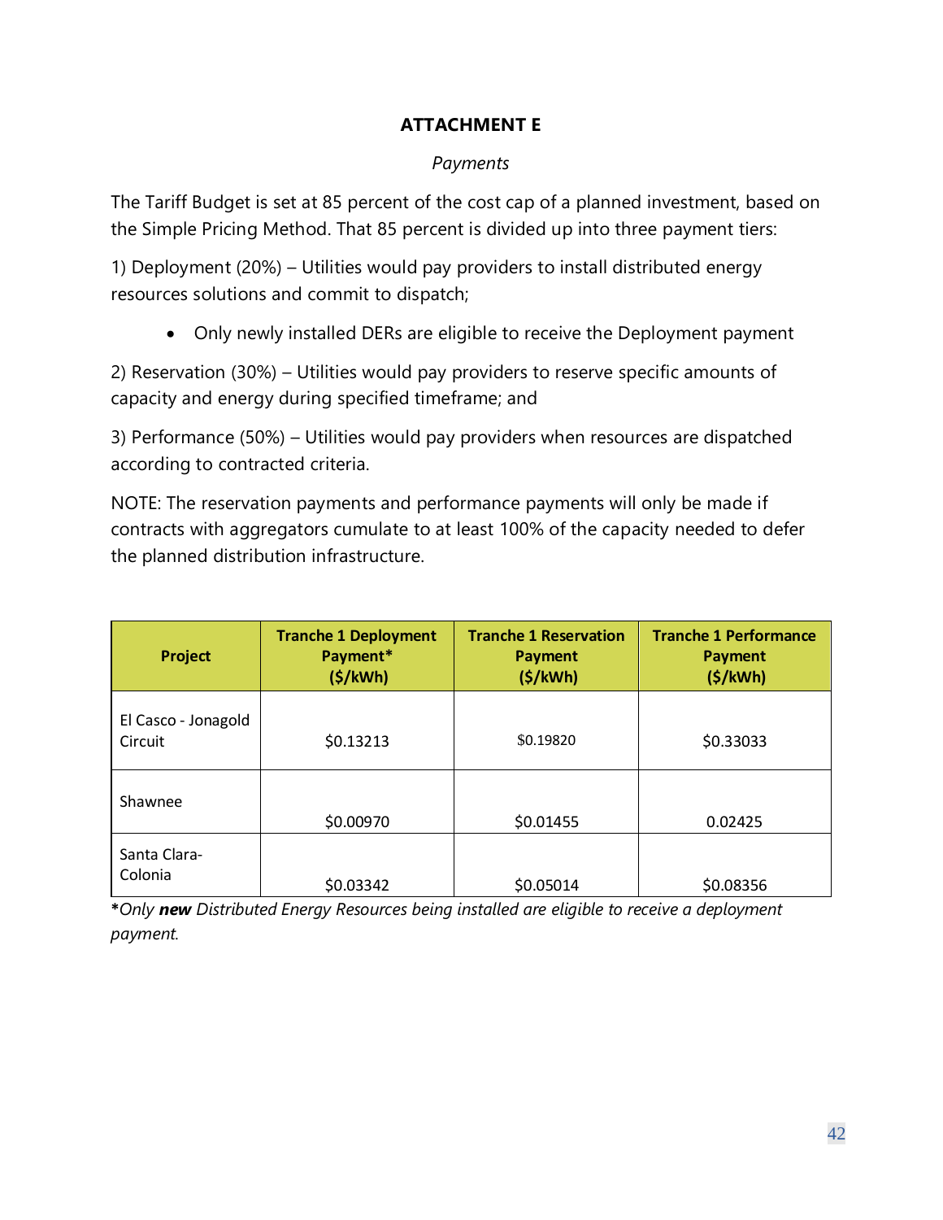# ATTACHMENT E

*Payments*

The Tariff Budget is set at 85 percent of the cost cap of a planned investment, based on the Simple Pricing Method. That 85 percent is divided up into three payment tiers:

1) Deployment (20%) – Utilities would pay providers to install distributed energy resources solutions and commit to dispatch;

- Only newly installed DERs are eligible to receive the Deployment payment

2) Reservation (30%) – Utilities would pay providers to reserve specific amounts of capacity and energy during specified timeframe; and

3) Performance (50%) – Utilities would pay providers when resources are dispatched according to contracted criteria.

NOTE: The reservation payments and performance payments will only be made if contracts with aggregators cumulate to at least 100% of the capacity needed to defer the planned distribution infrastructure.

| Project | Tranche 1 Deployment Payment* ($/kWh) | Tranche 1 Reservation Payment ($/kWh) | Tranche 1 Performance Payment ($/kWh) |
|---|---|---|---|
| El Casco - Jonagold Circuit | $0.13213 | $0.19820 | $0.33033 |
| Shawnee | $0.00970 | $0.01455 | 0.02425 |
| Santa Clara-Colonia | $0.03342 | $0.05014 | $0.08356 |

**\***_Only **new** Distributed Energy Resources being installed are eligible to receive a deployment payment._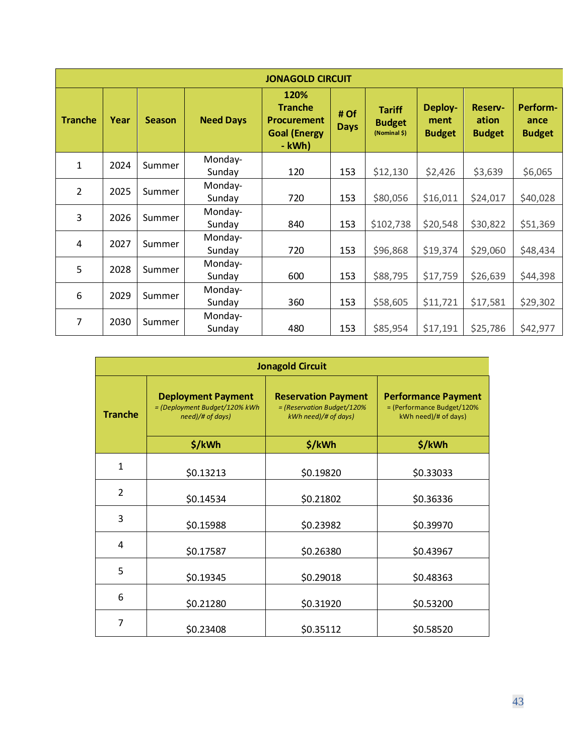| JONAGOLD CIRCUIT | | | | | | | | | |
|---|---|---|---|---|---|---|---|---|---|
| **Tranche** | **Year** | **Season** | **Need Days** | **120% Tranche Procurement Goal (Energy - kWh)** | **# Of Days** | **Tariff Budget** (Nominal $) | **Deploy-ment Budget** | **Reserv-ation Budget** | **Perform-ance Budget** |
| 1 | 2024 | Summer | Monday-Sunday | 120 | 153 | $12,130 | $2,426 | $3,639 | $6,065 |
| 2 | 2025 | Summer | Monday-Sunday | 720 | 153 | $80,056 | $16,011 | $24,017 | $40,028 |
| 3 | 2026 | Summer | Monday-Sunday | 840 | 153 | $102,738 | $20,548 | $30,822 | $51,369 |
| 4 | 2027 | Summer | Monday-Sunday | 720 | 153 | $96,868 | $19,374 | $29,060 | $48,434 |
| 5 | 2028 | Summer | Monday-Sunday | 600 | 153 | $88,795 | $17,759 | $26,639 | $44,398 |
| 6 | 2029 | Summer | Monday-Sunday | 360 | 153 | $58,605 | $11,721 | $17,581 | $29,302 |
| 7 | 2030 | Summer | Monday-Sunday | 480 | 153 | $85,954 | $17,191 | $25,786 | $42,977 |

| Jonagold Circuit | | | |
|---|---|---|---|
| **Tranche** | **Deployment Payment** *= (Deployment Budget/120% kWh need)/# of days)* | **Reservation Payment** *= (Reservation Budget/120% kWh need)/# of days)* | **Performance Payment** = (Performance Budget/120% kWh need)/# of days) |
| | **$/kWh** | **$/kWh** | **$/kWh** |
| 1 | $0.13213 | $0.19820 | $0.33033 |
| 2 | $0.14534 | $0.21802 | $0.36336 |
| 3 | $0.15988 | $0.23982 | $0.39970 |
| 4 | $0.17587 | $0.26380 | $0.43967 |
| 5 | $0.19345 | $0.29018 | $0.48363 |
| 6 | $0.21280 | $0.31920 | $0.53200 |
| 7 | $0.23408 | $0.35112 | $0.58520 |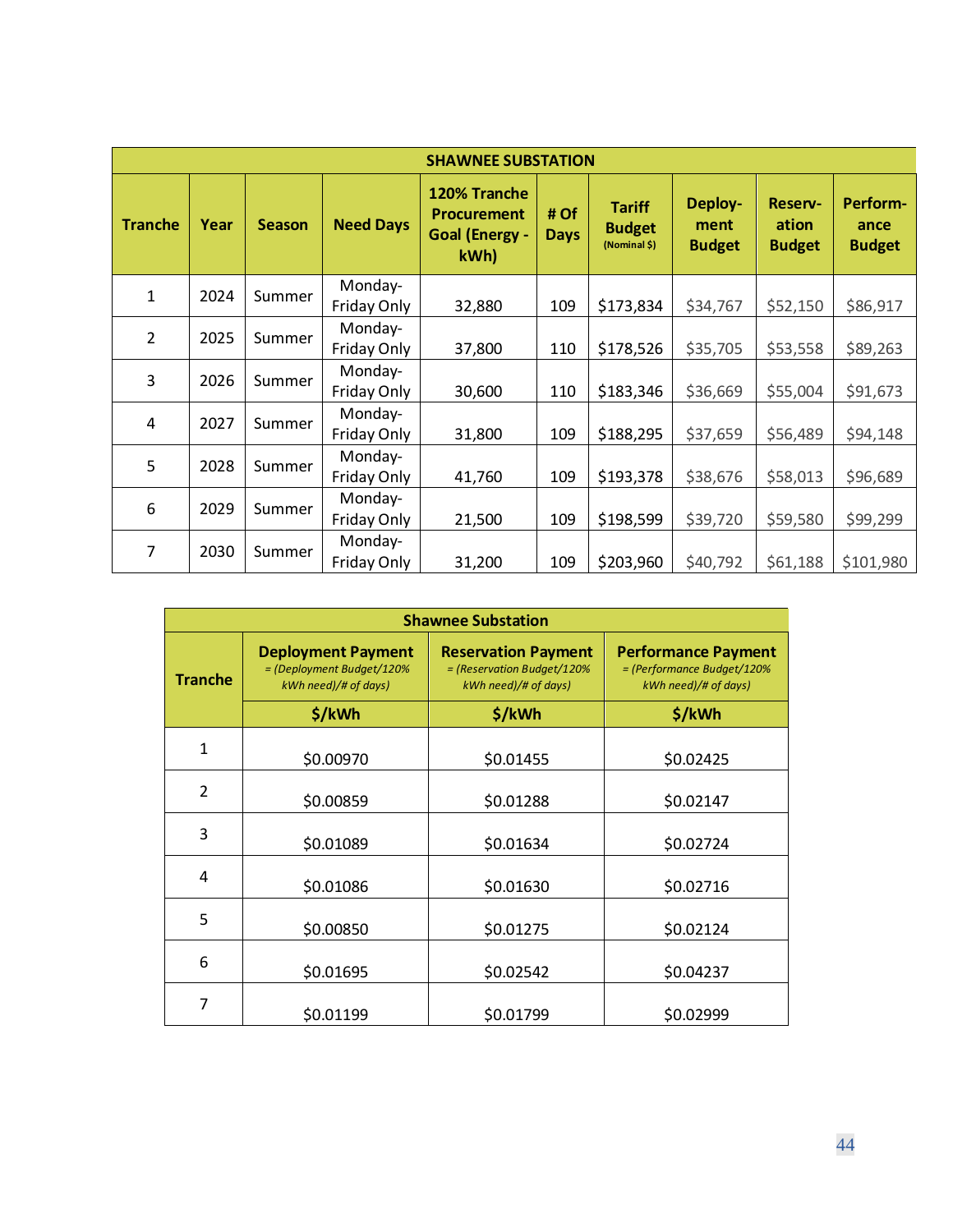| SHAWNEE SUBSTATION | | | | | | | | | |
|---|---|---|---|---|---|---|---|---|---|
| Tranche | Year | Season | Need Days | 120% Tranche Procurement Goal (Energy - kWh) | # Of Days | Tariff Budget (Nominal $) | Deploy-ment Budget | Reserv-ation Budget | Perform-ance Budget |
| 1 | 2024 | Summer | Monday-Friday Only | 32,880 | 109 | $173,834 | $34,767 | $52,150 | $86,917 |
| 2 | 2025 | Summer | Monday-Friday Only | 37,800 | 110 | $178,526 | $35,705 | $53,558 | $89,263 |
| 3 | 2026 | Summer | Monday-Friday Only | 30,600 | 110 | $183,346 | $36,669 | $55,004 | $91,673 |
| 4 | 2027 | Summer | Monday-Friday Only | 31,800 | 109 | $188,295 | $37,659 | $56,489 | $94,148 |
| 5 | 2028 | Summer | Monday-Friday Only | 41,760 | 109 | $193,378 | $38,676 | $58,013 | $96,689 |
| 6 | 2029 | Summer | Monday-Friday Only | 21,500 | 109 | $198,599 | $39,720 | $59,580 | $99,299 |
| 7 | 2030 | Summer | Monday-Friday Only | 31,200 | 109 | $203,960 | $40,792 | $61,188 | $101,980 |

| Shawnee Substation | | | |
|---|---|---|---|
| Tranche | Deployment Payment *= (Deployment Budget/120% kWh need)/# of days)* | Reservation Payment *= (Reservation Budget/120% kWh need)/# of days)* | Performance Payment *= (Performance Budget/120% kWh need)/# of days)* |
| | $/kWh | $/kWh | $/kWh |
| 1 | $0.00970 | $0.01455 | $0.02425 |
| 2 | $0.00859 | $0.01288 | $0.02147 |
| 3 | $0.01089 | $0.01634 | $0.02724 |
| 4 | $0.01086 | $0.01630 | $0.02716 |
| 5 | $0.00850 | $0.01275 | $0.02124 |
| 6 | $0.01695 | $0.02542 | $0.04237 |
| 7 | $0.01199 | $0.01799 | $0.02999 |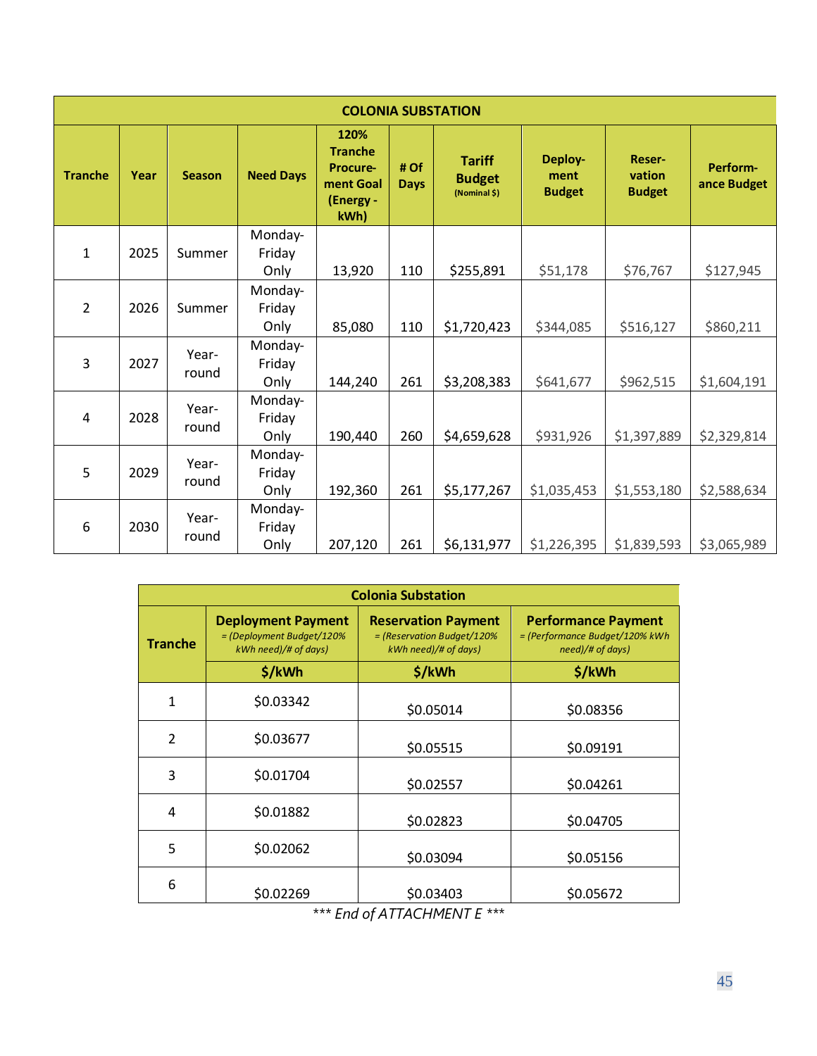| COLONIA SUBSTATION | | | | | | | | | |
|---|---|---|---|---|---|---|---|---|---|
| Tranche | Year | Season | Need Days | 120% Tranche Procure-ment Goal (Energy - kWh) | # Of Days | Tariff Budget (Nominal $) | Deploy-ment Budget | Reser-vation Budget | Perform-ance Budget |
| 1 | 2025 | Summer | Monday-Friday Only | 13,920 | 110 | $255,891 | $51,178 | $76,767 | $127,945 |
| 2 | 2026 | Summer | Monday-Friday Only | 85,080 | 110 | $1,720,423 | $344,085 | $516,127 | $860,211 |
| 3 | 2027 | Year-round | Monday-Friday Only | 144,240 | 261 | $3,208,383 | $641,677 | $962,515 | $1,604,191 |
| 4 | 2028 | Year-round | Monday-Friday Only | 190,440 | 260 | $4,659,628 | $931,926 | $1,397,889 | $2,329,814 |
| 5 | 2029 | Year-round | Monday-Friday Only | 192,360 | 261 | $5,177,267 | $1,035,453 | $1,553,180 | $2,588,634 |
| 6 | 2030 | Year-round | Monday-Friday Only | 207,120 | 261 | $6,131,977 | $1,226,395 | $1,839,593 | $3,065,989 |

| Colonia Substation | | | |
|---|---|---|---|
| Tranche | Deployment Payment *= (Deployment Budget/120% kWh need)/# of days)* | Reservation Payment *= (Reservation Budget/120% kWh need)/# of days)* | Performance Payment *= (Performance Budget/120% kWh need)/# of days)* |
| | $/kWh | $/kWh | $/kWh |
| 1 | $0.03342 | $0.05014 | $0.08356 |
| 2 | $0.03677 | $0.05515 | $0.09191 |
| 3 | $0.01704 | $0.02557 | $0.04261 |
| 4 | $0.01882 | $0.02823 | $0.04705 |
| 5 | $0.02062 | $0.03094 | $0.05156 |
| 6 | $0.02269 | $0.03403 | $0.05672 |

*\*\*\* End of ATTACHMENT E \*\*\**